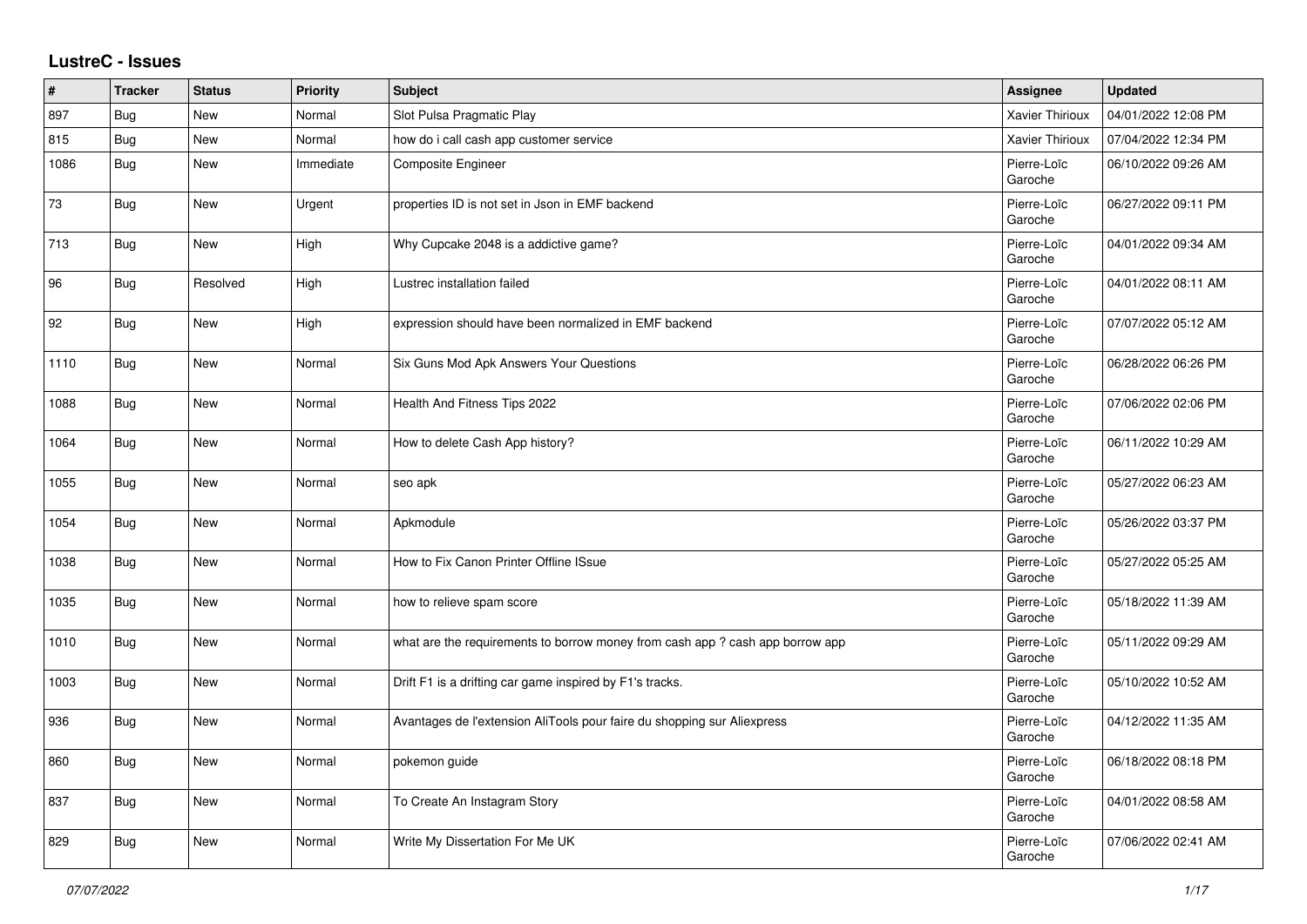## LustreC - Issues

| # | Tracker | Status | Priority | Subject | Assignee | Updated |
|---|---|---|---|---|---|---|
| 897 | Bug | New | Normal | Slot Pulsa Pragmatic Play | Xavier Thirioux | 04/01/2022 12:08 PM |
| 815 | Bug | New | Normal | how do i call cash app customer service | Xavier Thirioux | 07/04/2022 12:34 PM |
| 1086 | Bug | New | Immediate | Composite Engineer | Pierre-Loïc Garoche | 06/10/2022 09:26 AM |
| 73 | Bug | New | Urgent | properties ID is not set in Json in EMF backend | Pierre-Loïc Garoche | 06/27/2022 09:11 PM |
| 713 | Bug | New | High | Why Cupcake 2048 is a addictive game? | Pierre-Loïc Garoche | 04/01/2022 09:34 AM |
| 96 | Bug | Resolved | High | Lustrec installation failed | Pierre-Loïc Garoche | 04/01/2022 08:11 AM |
| 92 | Bug | New | High | expression should have been normalized in EMF backend | Pierre-Loïc Garoche | 07/07/2022 05:12 AM |
| 1110 | Bug | New | Normal | Six Guns Mod Apk Answers Your Questions | Pierre-Loïc Garoche | 06/28/2022 06:26 PM |
| 1088 | Bug | New | Normal | Health And Fitness Tips 2022 | Pierre-Loïc Garoche | 07/06/2022 02:06 PM |
| 1064 | Bug | New | Normal | How to delete Cash App history? | Pierre-Loïc Garoche | 06/11/2022 10:29 AM |
| 1055 | Bug | New | Normal | seo apk | Pierre-Loïc Garoche | 05/27/2022 06:23 AM |
| 1054 | Bug | New | Normal | Apkmodule | Pierre-Loïc Garoche | 05/26/2022 03:37 PM |
| 1038 | Bug | New | Normal | How to Fix Canon Printer Offline ISsue | Pierre-Loïc Garoche | 05/27/2022 05:25 AM |
| 1035 | Bug | New | Normal | how to relieve spam score | Pierre-Loïc Garoche | 05/18/2022 11:39 AM |
| 1010 | Bug | New | Normal | what are the requirements to borrow money from cash app ? cash app borrow app | Pierre-Loïc Garoche | 05/11/2022 09:29 AM |
| 1003 | Bug | New | Normal | Drift F1 is a drifting car game inspired by F1's tracks. | Pierre-Loïc Garoche | 05/10/2022 10:52 AM |
| 936 | Bug | New | Normal | Avantages de l'extension AliTools pour faire du shopping sur Aliexpress | Pierre-Loïc Garoche | 04/12/2022 11:35 AM |
| 860 | Bug | New | Normal | pokemon guide | Pierre-Loïc Garoche | 06/18/2022 08:18 PM |
| 837 | Bug | New | Normal | To Create An Instagram Story | Pierre-Loïc Garoche | 04/01/2022 08:58 AM |
| 829 | Bug | New | Normal | Write My Dissertation For Me UK | Pierre-Loïc Garoche | 07/06/2022 02:41 AM |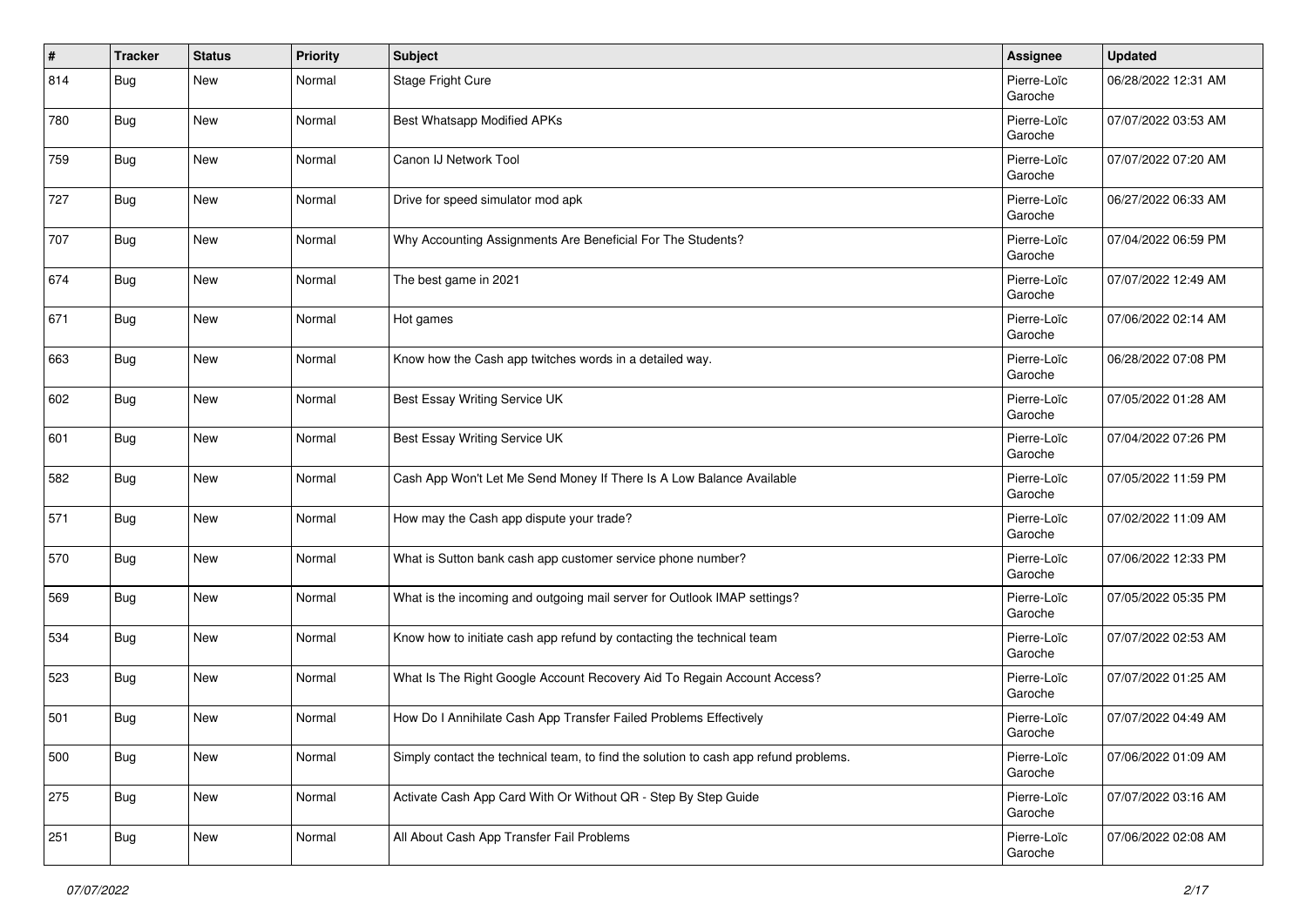| # | Tracker | Status | Priority | Subject | Assignee | Updated |
|---|---|---|---|---|---|---|
| 814 | Bug | New | Normal | Stage Fright Cure | Pierre-Loïc Garoche | 06/28/2022 12:31 AM |
| 780 | Bug | New | Normal | Best Whatsapp Modified APKs | Pierre-Loïc Garoche | 07/07/2022 03:53 AM |
| 759 | Bug | New | Normal | Canon IJ Network Tool | Pierre-Loïc Garoche | 07/07/2022 07:20 AM |
| 727 | Bug | New | Normal | Drive for speed simulator mod apk | Pierre-Loïc Garoche | 06/27/2022 06:33 AM |
| 707 | Bug | New | Normal | Why Accounting Assignments Are Beneficial For The Students? | Pierre-Loïc Garoche | 07/04/2022 06:59 PM |
| 674 | Bug | New | Normal | The best game in 2021 | Pierre-Loïc Garoche | 07/07/2022 12:49 AM |
| 671 | Bug | New | Normal | Hot games | Pierre-Loïc Garoche | 07/06/2022 02:14 AM |
| 663 | Bug | New | Normal | Know how the Cash app twitches words in a detailed way. | Pierre-Loïc Garoche | 06/28/2022 07:08 PM |
| 602 | Bug | New | Normal | Best Essay Writing Service UK | Pierre-Loïc Garoche | 07/05/2022 01:28 AM |
| 601 | Bug | New | Normal | Best Essay Writing Service UK | Pierre-Loïc Garoche | 07/04/2022 07:26 PM |
| 582 | Bug | New | Normal | Cash App Won't Let Me Send Money If There Is A Low Balance Available | Pierre-Loïc Garoche | 07/05/2022 11:59 PM |
| 571 | Bug | New | Normal | How may the Cash app dispute your trade? | Pierre-Loïc Garoche | 07/02/2022 11:09 AM |
| 570 | Bug | New | Normal | What is Sutton bank cash app customer service phone number? | Pierre-Loïc Garoche | 07/06/2022 12:33 PM |
| 569 | Bug | New | Normal | What is the incoming and outgoing mail server for Outlook IMAP settings? | Pierre-Loïc Garoche | 07/05/2022 05:35 PM |
| 534 | Bug | New | Normal | Know how to initiate cash app refund by contacting the technical team | Pierre-Loïc Garoche | 07/07/2022 02:53 AM |
| 523 | Bug | New | Normal | What Is The Right Google Account Recovery Aid To Regain Account Access? | Pierre-Loïc Garoche | 07/07/2022 01:25 AM |
| 501 | Bug | New | Normal | How Do I Annihilate Cash App Transfer Failed Problems Effectively | Pierre-Loïc Garoche | 07/07/2022 04:49 AM |
| 500 | Bug | New | Normal | Simply contact the technical team, to find the solution to cash app refund problems. | Pierre-Loïc Garoche | 07/06/2022 01:09 AM |
| 275 | Bug | New | Normal | Activate Cash App Card With Or Without QR - Step By Step Guide | Pierre-Loïc Garoche | 07/07/2022 03:16 AM |
| 251 | Bug | New | Normal | All About Cash App Transfer Fail Problems | Pierre-Loïc Garoche | 07/06/2022 02:08 AM |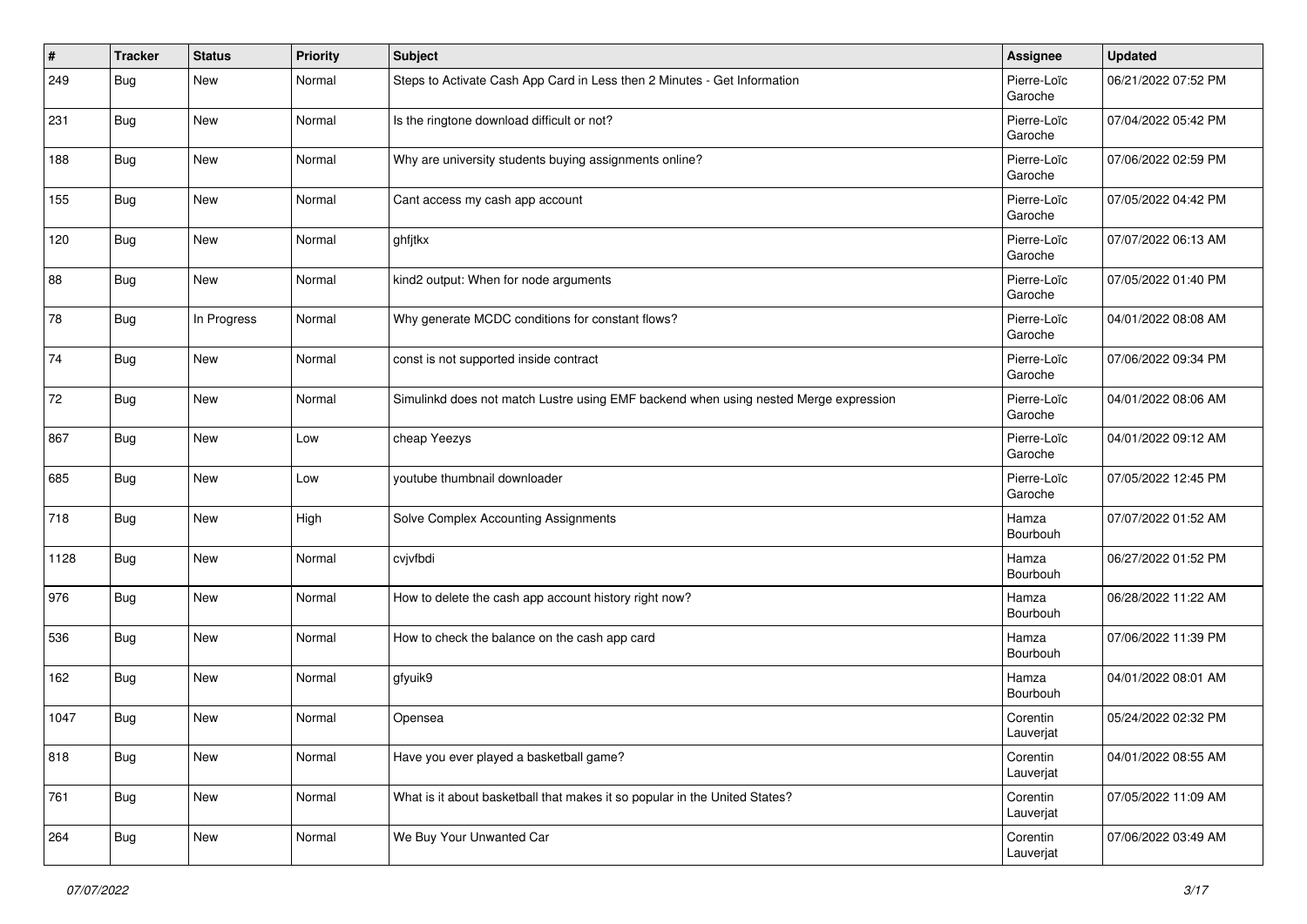| # | Tracker | Status | Priority | Subject | Assignee | Updated |
| --- | --- | --- | --- | --- | --- | --- |
| 249 | Bug | New | Normal | Steps to Activate Cash App Card in Less then 2 Minutes - Get Information | Pierre-Loïc Garoche | 06/21/2022 07:52 PM |
| 231 | Bug | New | Normal | Is the ringtone download difficult or not? | Pierre-Loïc Garoche | 07/04/2022 05:42 PM |
| 188 | Bug | New | Normal | Why are university students buying assignments online? | Pierre-Loïc Garoche | 07/06/2022 02:59 PM |
| 155 | Bug | New | Normal | Cant access my cash app account | Pierre-Loïc Garoche | 07/05/2022 04:42 PM |
| 120 | Bug | New | Normal | ghfjtkx | Pierre-Loïc Garoche | 07/07/2022 06:13 AM |
| 88 | Bug | New | Normal | kind2 output: When for node arguments | Pierre-Loïc Garoche | 07/05/2022 01:40 PM |
| 78 | Bug | In Progress | Normal | Why generate MCDC conditions for constant flows? | Pierre-Loïc Garoche | 04/01/2022 08:08 AM |
| 74 | Bug | New | Normal | const is not supported inside contract | Pierre-Loïc Garoche | 07/06/2022 09:34 PM |
| 72 | Bug | New | Normal | Simulinkd does not match Lustre using EMF backend when using nested Merge expression | Pierre-Loïc Garoche | 04/01/2022 08:06 AM |
| 867 | Bug | New | Low | cheap Yeezys | Pierre-Loïc Garoche | 04/01/2022 09:12 AM |
| 685 | Bug | New | Low | youtube thumbnail downloader | Pierre-Loïc Garoche | 07/05/2022 12:45 PM |
| 718 | Bug | New | High | Solve Complex Accounting Assignments | Hamza Bourbouh | 07/07/2022 01:52 AM |
| 1128 | Bug | New | Normal | cvjvfbdi | Hamza Bourbouh | 06/27/2022 01:52 PM |
| 976 | Bug | New | Normal | How to delete the cash app account history right now? | Hamza Bourbouh | 06/28/2022 11:22 AM |
| 536 | Bug | New | Normal | How to check the balance on the cash app card | Hamza Bourbouh | 07/06/2022 11:39 PM |
| 162 | Bug | New | Normal | gfyuik9 | Hamza Bourbouh | 04/01/2022 08:01 AM |
| 1047 | Bug | New | Normal | Opensea | Corentin Lauverjat | 05/24/2022 02:32 PM |
| 818 | Bug | New | Normal | Have you ever played a basketball game? | Corentin Lauverjat | 04/01/2022 08:55 AM |
| 761 | Bug | New | Normal | What is it about basketball that makes it so popular in the United States? | Corentin Lauverjat | 07/05/2022 11:09 AM |
| 264 | Bug | New | Normal | We Buy Your Unwanted Car | Corentin Lauverjat | 07/06/2022 03:49 AM |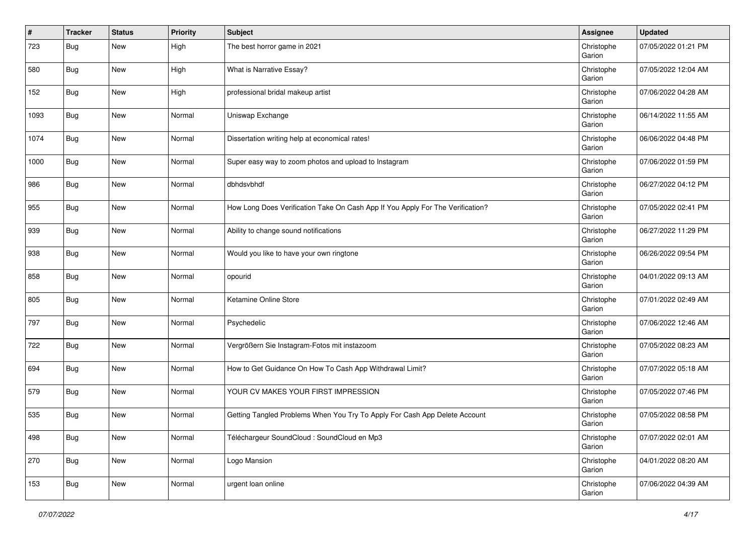| # | Tracker | Status | Priority | Subject | Assignee | Updated |
|---|---|---|---|---|---|---|
| 723 | Bug | New | High | The best horror game in 2021 | Christophe Garion | 07/05/2022 01:21 PM |
| 580 | Bug | New | High | What is Narrative Essay? | Christophe Garion | 07/05/2022 12:04 AM |
| 152 | Bug | New | High | professional bridal makeup artist | Christophe Garion | 07/06/2022 04:28 AM |
| 1093 | Bug | New | Normal | Uniswap Exchange | Christophe Garion | 06/14/2022 11:55 AM |
| 1074 | Bug | New | Normal | Dissertation writing help at economical rates! | Christophe Garion | 06/06/2022 04:48 PM |
| 1000 | Bug | New | Normal | Super easy way to zoom photos and upload to Instagram | Christophe Garion | 07/06/2022 01:59 PM |
| 986 | Bug | New | Normal | dbhdsvbhdf | Christophe Garion | 06/27/2022 04:12 PM |
| 955 | Bug | New | Normal | How Long Does Verification Take On Cash App If You Apply For The Verification? | Christophe Garion | 07/05/2022 02:41 PM |
| 939 | Bug | New | Normal | Ability to change sound notifications | Christophe Garion | 06/27/2022 11:29 PM |
| 938 | Bug | New | Normal | Would you like to have your own ringtone | Christophe Garion | 06/26/2022 09:54 PM |
| 858 | Bug | New | Normal | opourid | Christophe Garion | 04/01/2022 09:13 AM |
| 805 | Bug | New | Normal | Ketamine Online Store | Christophe Garion | 07/01/2022 02:49 AM |
| 797 | Bug | New | Normal | Psychedelic | Christophe Garion | 07/06/2022 12:46 AM |
| 722 | Bug | New | Normal | Vergrößern Sie Instagram-Fotos mit instazoom | Christophe Garion | 07/05/2022 08:23 AM |
| 694 | Bug | New | Normal | How to Get Guidance On How To Cash App Withdrawal Limit? | Christophe Garion | 07/07/2022 05:18 AM |
| 579 | Bug | New | Normal | YOUR CV MAKES YOUR FIRST IMPRESSION | Christophe Garion | 07/05/2022 07:46 PM |
| 535 | Bug | New | Normal | Getting Tangled Problems When You Try To Apply For Cash App Delete Account | Christophe Garion | 07/05/2022 08:58 PM |
| 498 | Bug | New | Normal | Téléchargeur SoundCloud : SoundCloud en Mp3 | Christophe Garion | 07/07/2022 02:01 AM |
| 270 | Bug | New | Normal | Logo Mansion | Christophe Garion | 04/01/2022 08:20 AM |
| 153 | Bug | New | Normal | urgent loan online | Christophe Garion | 07/06/2022 04:39 AM |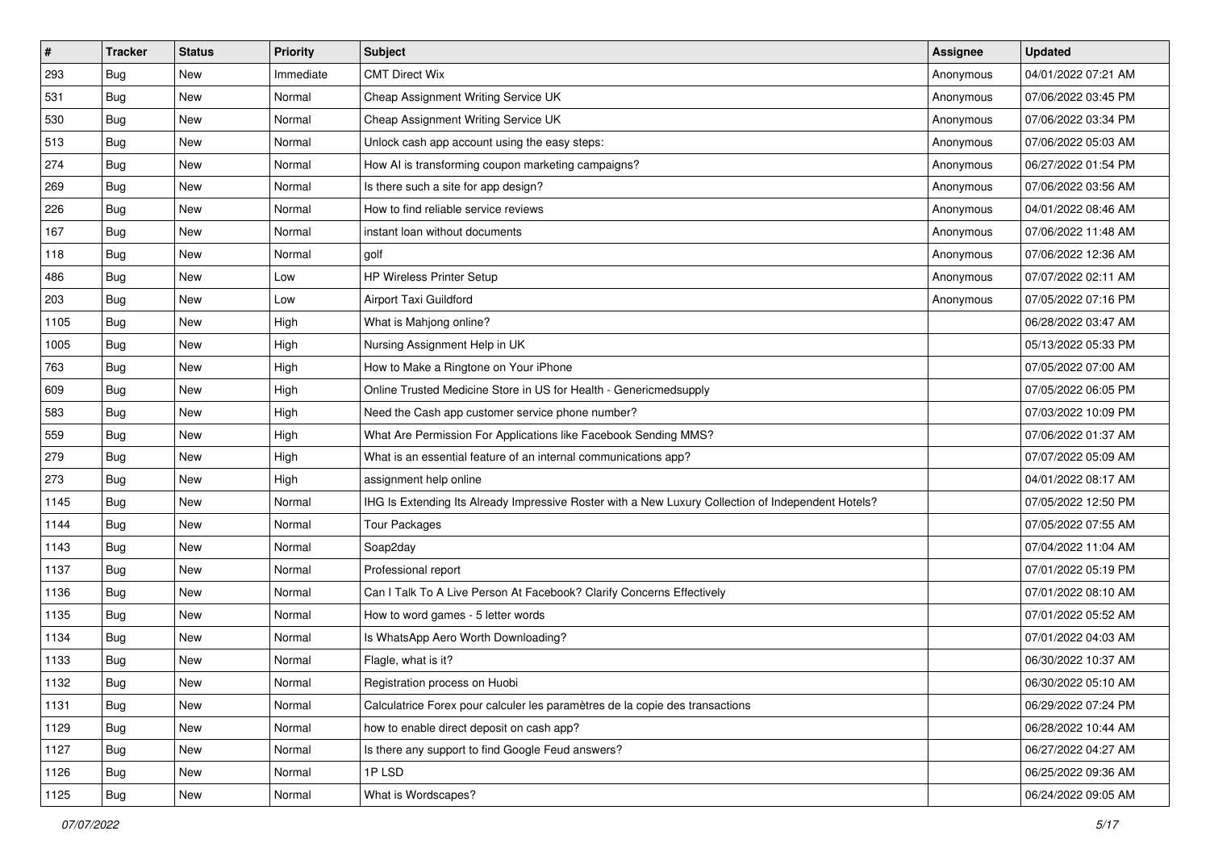| # | Tracker | Status | Priority | Subject | Assignee | Updated |
| --- | --- | --- | --- | --- | --- | --- |
| 293 | Bug | New | Immediate | CMT Direct Wix | Anonymous | 04/01/2022 07:21 AM |
| 531 | Bug | New | Normal | Cheap Assignment Writing Service UK | Anonymous | 07/06/2022 03:45 PM |
| 530 | Bug | New | Normal | Cheap Assignment Writing Service UK | Anonymous | 07/06/2022 03:34 PM |
| 513 | Bug | New | Normal | Unlock cash app account using the easy steps: | Anonymous | 07/06/2022 05:03 AM |
| 274 | Bug | New | Normal | How AI is transforming coupon marketing campaigns? | Anonymous | 06/27/2022 01:54 PM |
| 269 | Bug | New | Normal | Is there such a site for app design? | Anonymous | 07/06/2022 03:56 AM |
| 226 | Bug | New | Normal | How to find reliable service reviews | Anonymous | 04/01/2022 08:46 AM |
| 167 | Bug | New | Normal | instant loan without documents | Anonymous | 07/06/2022 11:48 AM |
| 118 | Bug | New | Normal | golf | Anonymous | 07/06/2022 12:36 AM |
| 486 | Bug | New | Low | HP Wireless Printer Setup | Anonymous | 07/07/2022 02:11 AM |
| 203 | Bug | New | Low | Airport Taxi Guildford | Anonymous | 07/05/2022 07:16 PM |
| 1105 | Bug | New | High | What is Mahjong online? | | 06/28/2022 03:47 AM |
| 1005 | Bug | New | High | Nursing Assignment Help in UK | | 05/13/2022 05:33 PM |
| 763 | Bug | New | High | How to Make a Ringtone on Your iPhone | | 07/05/2022 07:00 AM |
| 609 | Bug | New | High | Online Trusted Medicine Store in US for Health - Genericmedsupply | | 07/05/2022 06:05 PM |
| 583 | Bug | New | High | Need the Cash app customer service phone number? | | 07/03/2022 10:09 PM |
| 559 | Bug | New | High | What Are Permission For Applications like Facebook Sending MMS? | | 07/06/2022 01:37 AM |
| 279 | Bug | New | High | What is an essential feature of an internal communications app? | | 07/07/2022 05:09 AM |
| 273 | Bug | New | High | assignment help online | | 04/01/2022 08:17 AM |
| 1145 | Bug | New | Normal | IHG Is Extending Its Already Impressive Roster with a New Luxury Collection of Independent Hotels? | | 07/05/2022 12:50 PM |
| 1144 | Bug | New | Normal | Tour Packages | | 07/05/2022 07:55 AM |
| 1143 | Bug | New | Normal | Soap2day | | 07/04/2022 11:04 AM |
| 1137 | Bug | New | Normal | Professional report | | 07/01/2022 05:19 PM |
| 1136 | Bug | New | Normal | Can I Talk To A Live Person At Facebook? Clarify Concerns Effectively | | 07/01/2022 08:10 AM |
| 1135 | Bug | New | Normal | How to word games - 5 letter words | | 07/01/2022 05:52 AM |
| 1134 | Bug | New | Normal | Is WhatsApp Aero Worth Downloading? | | 07/01/2022 04:03 AM |
| 1133 | Bug | New | Normal | Flagle, what is it? | | 06/30/2022 10:37 AM |
| 1132 | Bug | New | Normal | Registration process on Huobi | | 06/30/2022 05:10 AM |
| 1131 | Bug | New | Normal | Calculatrice Forex pour calculer les paramètres de la copie des transactions | | 06/29/2022 07:24 PM |
| 1129 | Bug | New | Normal | how to enable direct deposit on cash app? | | 06/28/2022 10:44 AM |
| 1127 | Bug | New | Normal | Is there any support to find Google Feud answers? | | 06/27/2022 04:27 AM |
| 1126 | Bug | New | Normal | 1P LSD | | 06/25/2022 09:36 AM |
| 1125 | Bug | New | Normal | What is Wordscapes? | | 06/24/2022 09:05 AM |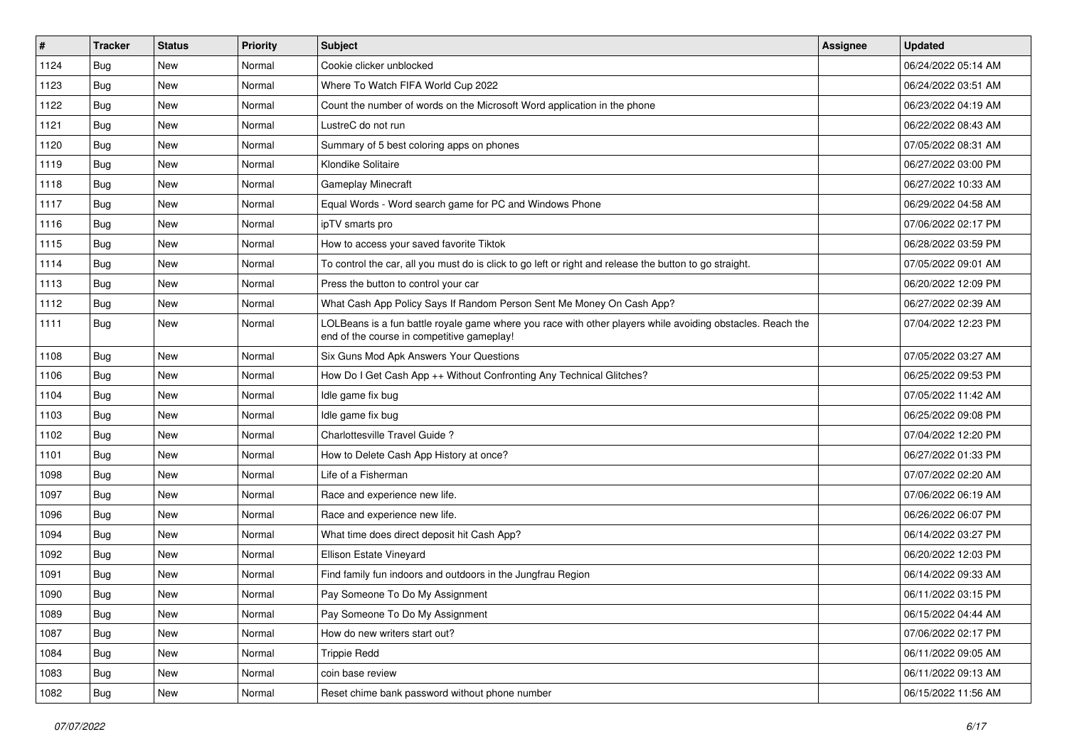| # | Tracker | Status | Priority | Subject | Assignee | Updated |
|---|---|---|---|---|---|---|
| 1124 | Bug | New | Normal | Cookie clicker unblocked | | 06/24/2022 05:14 AM |
| 1123 | Bug | New | Normal | Where To Watch FIFA World Cup 2022 | | 06/24/2022 03:51 AM |
| 1122 | Bug | New | Normal | Count the number of words on the Microsoft Word application in the phone | | 06/23/2022 04:19 AM |
| 1121 | Bug | New | Normal | LustreC do not run | | 06/22/2022 08:43 AM |
| 1120 | Bug | New | Normal | Summary of 5 best coloring apps on phones | | 07/05/2022 08:31 AM |
| 1119 | Bug | New | Normal | Klondike Solitaire | | 06/27/2022 03:00 PM |
| 1118 | Bug | New | Normal | Gameplay Minecraft | | 06/27/2022 10:33 AM |
| 1117 | Bug | New | Normal | Equal Words - Word search game for PC and Windows Phone | | 06/29/2022 04:58 AM |
| 1116 | Bug | New | Normal | ipTV smarts pro | | 07/06/2022 02:17 PM |
| 1115 | Bug | New | Normal | How to access your saved favorite Tiktok | | 06/28/2022 03:59 PM |
| 1114 | Bug | New | Normal | To control the car, all you must do is click to go left or right and release the button to go straight. | | 07/05/2022 09:01 AM |
| 1113 | Bug | New | Normal | Press the button to control your car | | 06/20/2022 12:09 PM |
| 1112 | Bug | New | Normal | What Cash App Policy Says If Random Person Sent Me Money On Cash App? | | 06/27/2022 02:39 AM |
| 1111 | Bug | New | Normal | LOLBeans is a fun battle royale game where you race with other players while avoiding obstacles. Reach the end of the course in competitive gameplay! | | 07/04/2022 12:23 PM |
| 1108 | Bug | New | Normal | Six Guns Mod Apk Answers Your Questions | | 07/05/2022 03:27 AM |
| 1106 | Bug | New | Normal | How Do I Get Cash App ++ Without Confronting Any Technical Glitches? | | 06/25/2022 09:53 PM |
| 1104 | Bug | New | Normal | Idle game fix bug | | 07/05/2022 11:42 AM |
| 1103 | Bug | New | Normal | Idle game fix bug | | 06/25/2022 09:08 PM |
| 1102 | Bug | New | Normal | Charlottesville Travel Guide ? | | 07/04/2022 12:20 PM |
| 1101 | Bug | New | Normal | How to Delete Cash App History at once? | | 06/27/2022 01:33 PM |
| 1098 | Bug | New | Normal | Life of a Fisherman | | 07/07/2022 02:20 AM |
| 1097 | Bug | New | Normal | Race and experience new life. | | 07/06/2022 06:19 AM |
| 1096 | Bug | New | Normal | Race and experience new life. | | 06/26/2022 06:07 PM |
| 1094 | Bug | New | Normal | What time does direct deposit hit Cash App? | | 06/14/2022 03:27 PM |
| 1092 | Bug | New | Normal | Ellison Estate Vineyard | | 06/20/2022 12:03 PM |
| 1091 | Bug | New | Normal | Find family fun indoors and outdoors in the Jungfrau Region | | 06/14/2022 09:33 AM |
| 1090 | Bug | New | Normal | Pay Someone To Do My Assignment | | 06/11/2022 03:15 PM |
| 1089 | Bug | New | Normal | Pay Someone To Do My Assignment | | 06/15/2022 04:44 AM |
| 1087 | Bug | New | Normal | How do new writers start out? | | 07/06/2022 02:17 PM |
| 1084 | Bug | New | Normal | Trippie Redd | | 06/11/2022 09:05 AM |
| 1083 | Bug | New | Normal | coin base review | | 06/11/2022 09:13 AM |
| 1082 | Bug | New | Normal | Reset chime bank password without phone number | | 06/15/2022 11:56 AM |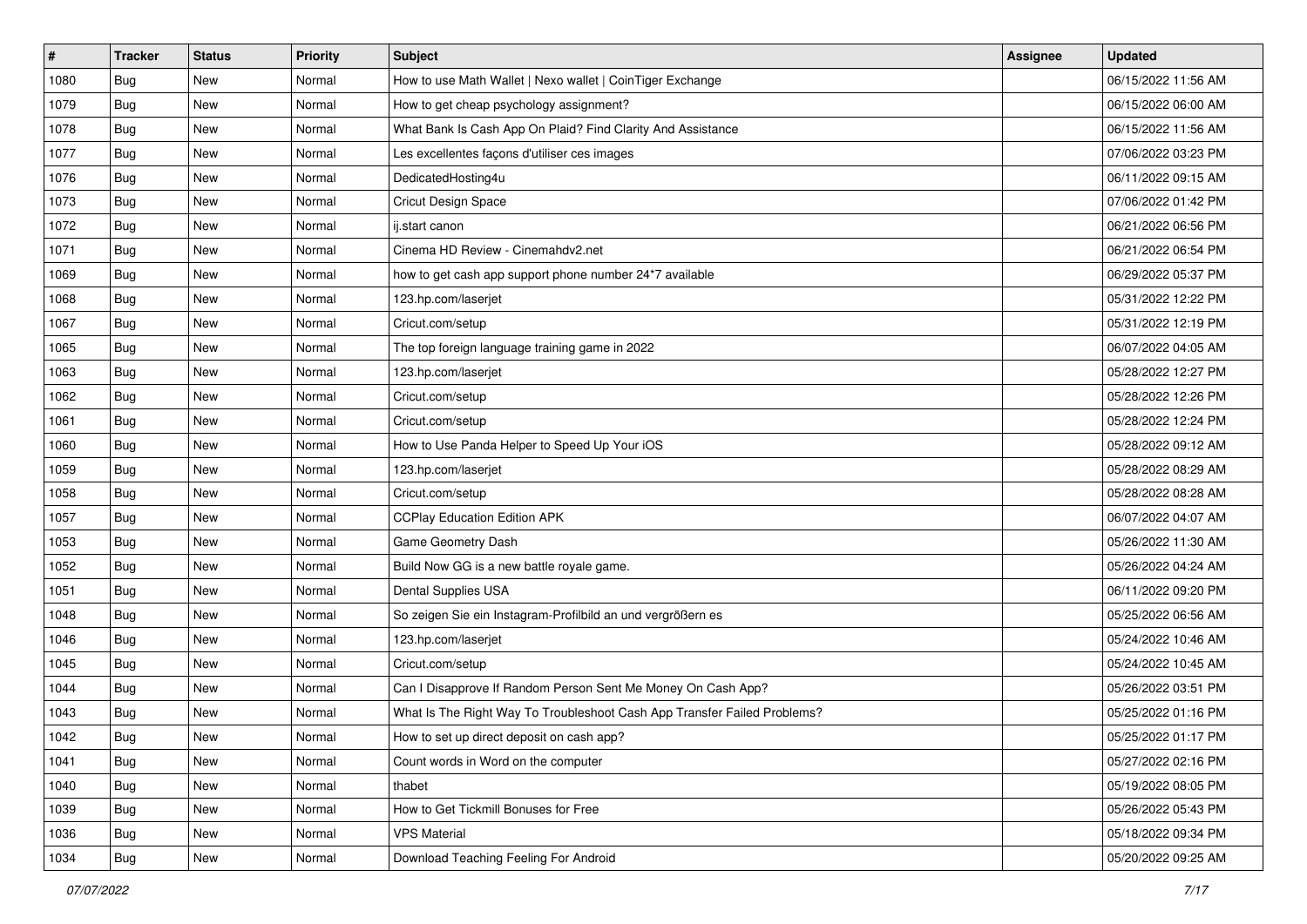| # | Tracker | Status | Priority | Subject | Assignee | Updated |
|---|---|---|---|---|---|---|
| 1080 | Bug | New | Normal | How to use Math Wallet \| Nexo wallet \| CoinTiger Exchange | | 06/15/2022 11:56 AM |
| 1079 | Bug | New | Normal | How to get cheap psychology assignment? | | 06/15/2022 06:00 AM |
| 1078 | Bug | New | Normal | What Bank Is Cash App On Plaid? Find Clarity And Assistance | | 06/15/2022 11:56 AM |
| 1077 | Bug | New | Normal | Les excellentes façons d'utiliser ces images | | 07/06/2022 03:23 PM |
| 1076 | Bug | New | Normal | DedicatedHosting4u | | 06/11/2022 09:15 AM |
| 1073 | Bug | New | Normal | Cricut Design Space | | 07/06/2022 01:42 PM |
| 1072 | Bug | New | Normal | ij.start canon | | 06/21/2022 06:56 PM |
| 1071 | Bug | New | Normal | Cinema HD Review - Cinemahdv2.net | | 06/21/2022 06:54 PM |
| 1069 | Bug | New | Normal | how to get cash app support phone number 24*7 available | | 06/29/2022 05:37 PM |
| 1068 | Bug | New | Normal | 123.hp.com/laserjet | | 05/31/2022 12:22 PM |
| 1067 | Bug | New | Normal | Cricut.com/setup | | 05/31/2022 12:19 PM |
| 1065 | Bug | New | Normal | The top foreign language training game in 2022 | | 06/07/2022 04:05 AM |
| 1063 | Bug | New | Normal | 123.hp.com/laserjet | | 05/28/2022 12:27 PM |
| 1062 | Bug | New | Normal | Cricut.com/setup | | 05/28/2022 12:26 PM |
| 1061 | Bug | New | Normal | Cricut.com/setup | | 05/28/2022 12:24 PM |
| 1060 | Bug | New | Normal | How to Use Panda Helper to Speed Up Your iOS | | 05/28/2022 09:12 AM |
| 1059 | Bug | New | Normal | 123.hp.com/laserjet | | 05/28/2022 08:29 AM |
| 1058 | Bug | New | Normal | Cricut.com/setup | | 05/28/2022 08:28 AM |
| 1057 | Bug | New | Normal | CCPlay Education Edition APK | | 06/07/2022 04:07 AM |
| 1053 | Bug | New | Normal | Game Geometry Dash | | 05/26/2022 11:30 AM |
| 1052 | Bug | New | Normal | Build Now GG is a new battle royale game. | | 05/26/2022 04:24 AM |
| 1051 | Bug | New | Normal | Dental Supplies USA | | 06/11/2022 09:20 PM |
| 1048 | Bug | New | Normal | So zeigen Sie ein Instagram-Profilbild an und vergrößern es | | 05/25/2022 06:56 AM |
| 1046 | Bug | New | Normal | 123.hp.com/laserjet | | 05/24/2022 10:46 AM |
| 1045 | Bug | New | Normal | Cricut.com/setup | | 05/24/2022 10:45 AM |
| 1044 | Bug | New | Normal | Can I Disapprove If Random Person Sent Me Money On Cash App? | | 05/26/2022 03:51 PM |
| 1043 | Bug | New | Normal | What Is The Right Way To Troubleshoot Cash App Transfer Failed Problems? | | 05/25/2022 01:16 PM |
| 1042 | Bug | New | Normal | How to set up direct deposit on cash app? | | 05/25/2022 01:17 PM |
| 1041 | Bug | New | Normal | Count words in Word on the computer | | 05/27/2022 02:16 PM |
| 1040 | Bug | New | Normal | thabet | | 05/19/2022 08:05 PM |
| 1039 | Bug | New | Normal | How to Get Tickmill Bonuses for Free | | 05/26/2022 05:43 PM |
| 1036 | Bug | New | Normal | VPS Material | | 05/18/2022 09:34 PM |
| 1034 | Bug | New | Normal | Download Teaching Feeling For Android | | 05/20/2022 09:25 AM |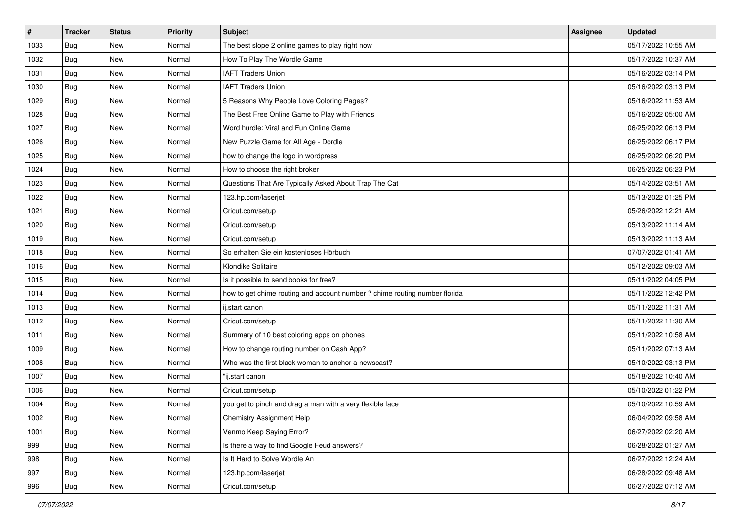| # | Tracker | Status | Priority | Subject | Assignee | Updated |
| --- | --- | --- | --- | --- | --- | --- |
| 1033 | Bug | New | Normal | The best slope 2 online games to play right now | | 05/17/2022 10:55 AM |
| 1032 | Bug | New | Normal | How To Play The Wordle Game | | 05/17/2022 10:37 AM |
| 1031 | Bug | New | Normal | IAFT Traders Union | | 05/16/2022 03:14 PM |
| 1030 | Bug | New | Normal | IAFT Traders Union | | 05/16/2022 03:13 PM |
| 1029 | Bug | New | Normal | 5 Reasons Why People Love Coloring Pages? | | 05/16/2022 11:53 AM |
| 1028 | Bug | New | Normal | The Best Free Online Game to Play with Friends | | 05/16/2022 05:00 AM |
| 1027 | Bug | New | Normal | Word hurdle: Viral and Fun Online Game | | 06/25/2022 06:13 PM |
| 1026 | Bug | New | Normal | New Puzzle Game for All Age - Dordle | | 06/25/2022 06:17 PM |
| 1025 | Bug | New | Normal | how to change the logo in wordpress | | 06/25/2022 06:20 PM |
| 1024 | Bug | New | Normal | How to choose the right broker | | 06/25/2022 06:23 PM |
| 1023 | Bug | New | Normal | Questions That Are Typically Asked About Trap The Cat | | 05/14/2022 03:51 AM |
| 1022 | Bug | New | Normal | 123.hp.com/laserjet | | 05/13/2022 01:25 PM |
| 1021 | Bug | New | Normal | Cricut.com/setup | | 05/26/2022 12:21 AM |
| 1020 | Bug | New | Normal | Cricut.com/setup | | 05/13/2022 11:14 AM |
| 1019 | Bug | New | Normal | Cricut.com/setup | | 05/13/2022 11:13 AM |
| 1018 | Bug | New | Normal | So erhalten Sie ein kostenloses Hörbuch | | 07/07/2022 01:41 AM |
| 1016 | Bug | New | Normal | Klondike Solitaire | | 05/12/2022 09:03 AM |
| 1015 | Bug | New | Normal | Is it possible to send books for free? | | 05/11/2022 04:05 PM |
| 1014 | Bug | New | Normal | how to get chime routing and account number ? chime routing number florida | | 05/11/2022 12:42 PM |
| 1013 | Bug | New | Normal | ij.start canon | | 05/11/2022 11:31 AM |
| 1012 | Bug | New | Normal | Cricut.com/setup | | 05/11/2022 11:30 AM |
| 1011 | Bug | New | Normal | Summary of 10 best coloring apps on phones | | 05/11/2022 10:58 AM |
| 1009 | Bug | New | Normal | How to change routing number on Cash App? | | 05/11/2022 07:13 AM |
| 1008 | Bug | New | Normal | Who was the first black woman to anchor a newscast? | | 05/10/2022 03:13 PM |
| 1007 | Bug | New | Normal | "ij.start canon | | 05/18/2022 10:40 AM |
| 1006 | Bug | New | Normal | Cricut.com/setup | | 05/10/2022 01:22 PM |
| 1004 | Bug | New | Normal | you get to pinch and drag a man with a very flexible face | | 05/10/2022 10:59 AM |
| 1002 | Bug | New | Normal | Chemistry Assignment Help | | 06/04/2022 09:58 AM |
| 1001 | Bug | New | Normal | Venmo Keep Saying Error? | | 06/27/2022 02:20 AM |
| 999 | Bug | New | Normal | Is there a way to find Google Feud answers? | | 06/28/2022 01:27 AM |
| 998 | Bug | New | Normal | Is It Hard to Solve Wordle An | | 06/27/2022 12:24 AM |
| 997 | Bug | New | Normal | 123.hp.com/laserjet | | 06/28/2022 09:48 AM |
| 996 | Bug | New | Normal | Cricut.com/setup | | 06/27/2022 07:12 AM |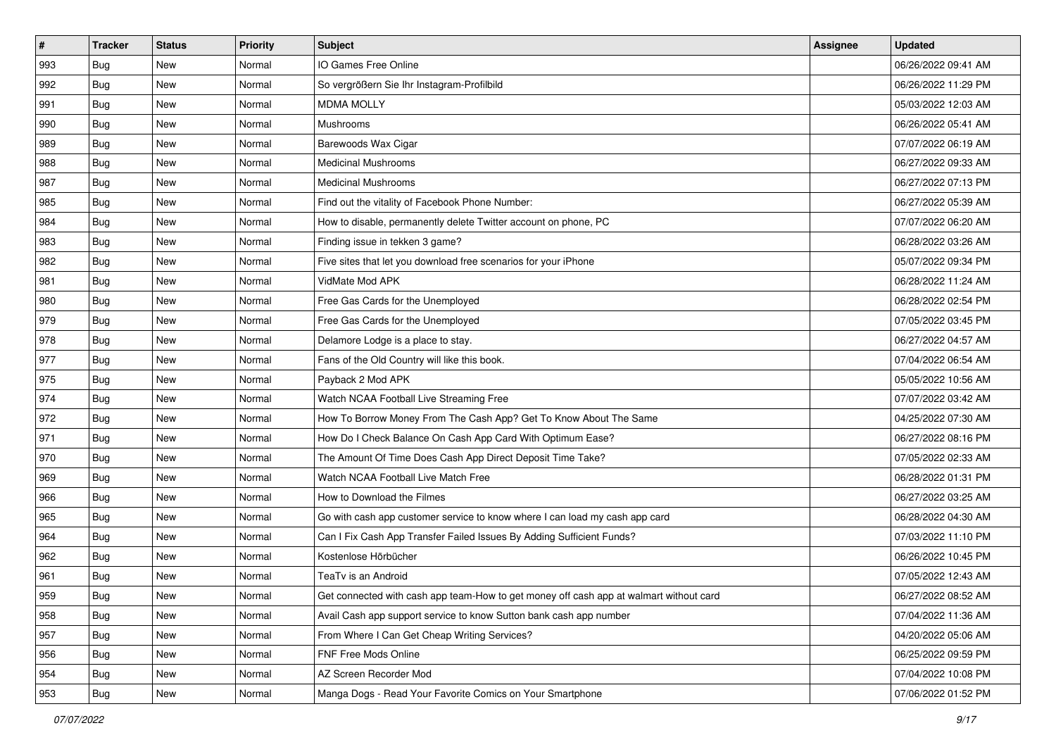| # | Tracker | Status | Priority | Subject | Assignee | Updated |
|---|---|---|---|---|---|---|
| 993 | Bug | New | Normal | IO Games Free Online | | 06/26/2022 09:41 AM |
| 992 | Bug | New | Normal | So vergrößern Sie Ihr Instagram-Profilbild | | 06/26/2022 11:29 PM |
| 991 | Bug | New | Normal | MDMA MOLLY | | 05/03/2022 12:03 AM |
| 990 | Bug | New | Normal | Mushrooms | | 06/26/2022 05:41 AM |
| 989 | Bug | New | Normal | Barewoods Wax Cigar | | 07/07/2022 06:19 AM |
| 988 | Bug | New | Normal | Medicinal Mushrooms | | 06/27/2022 09:33 AM |
| 987 | Bug | New | Normal | Medicinal Mushrooms | | 06/27/2022 07:13 PM |
| 985 | Bug | New | Normal | Find out the vitality of Facebook Phone Number: | | 06/27/2022 05:39 AM |
| 984 | Bug | New | Normal | How to disable, permanently delete Twitter account on phone, PC | | 07/07/2022 06:20 AM |
| 983 | Bug | New | Normal | Finding issue in tekken 3 game? | | 06/28/2022 03:26 AM |
| 982 | Bug | New | Normal | Five sites that let you download free scenarios for your iPhone | | 05/07/2022 09:34 PM |
| 981 | Bug | New | Normal | VidMate Mod APK | | 06/28/2022 11:24 AM |
| 980 | Bug | New | Normal | Free Gas Cards for the Unemployed | | 06/28/2022 02:54 PM |
| 979 | Bug | New | Normal | Free Gas Cards for the Unemployed | | 07/05/2022 03:45 PM |
| 978 | Bug | New | Normal | Delamore Lodge is a place to stay. | | 06/27/2022 04:57 AM |
| 977 | Bug | New | Normal | Fans of the Old Country will like this book. | | 07/04/2022 06:54 AM |
| 975 | Bug | New | Normal | Payback 2 Mod APK | | 05/05/2022 10:56 AM |
| 974 | Bug | New | Normal | Watch NCAA Football Live Streaming Free | | 07/07/2022 03:42 AM |
| 972 | Bug | New | Normal | How To Borrow Money From The Cash App? Get To Know About The Same | | 04/25/2022 07:30 AM |
| 971 | Bug | New | Normal | How Do I Check Balance On Cash App Card With Optimum Ease? | | 06/27/2022 08:16 PM |
| 970 | Bug | New | Normal | The Amount Of Time Does Cash App Direct Deposit Time Take? | | 07/05/2022 02:33 AM |
| 969 | Bug | New | Normal | Watch NCAA Football Live Match Free | | 06/28/2022 01:31 PM |
| 966 | Bug | New | Normal | How to Download the Filmes | | 06/27/2022 03:25 AM |
| 965 | Bug | New | Normal | Go with cash app customer service to know where I can load my cash app card | | 06/28/2022 04:30 AM |
| 964 | Bug | New | Normal | Can I Fix Cash App Transfer Failed Issues By Adding Sufficient Funds? | | 07/03/2022 11:10 PM |
| 962 | Bug | New | Normal | Kostenlose Hörbücher | | 06/26/2022 10:45 PM |
| 961 | Bug | New | Normal | TeaTv is an Android | | 07/05/2022 12:43 AM |
| 959 | Bug | New | Normal | Get connected with cash app team-How to get money off cash app at walmart without card | | 06/27/2022 08:52 AM |
| 958 | Bug | New | Normal | Avail Cash app support service to know Sutton bank cash app number | | 07/04/2022 11:36 AM |
| 957 | Bug | New | Normal | From Where I Can Get Cheap Writing Services? | | 04/20/2022 05:06 AM |
| 956 | Bug | New | Normal | FNF Free Mods Online | | 06/25/2022 09:59 PM |
| 954 | Bug | New | Normal | AZ Screen Recorder Mod | | 07/04/2022 10:08 PM |
| 953 | Bug | New | Normal | Manga Dogs - Read Your Favorite Comics on Your Smartphone | | 07/06/2022 01:52 PM |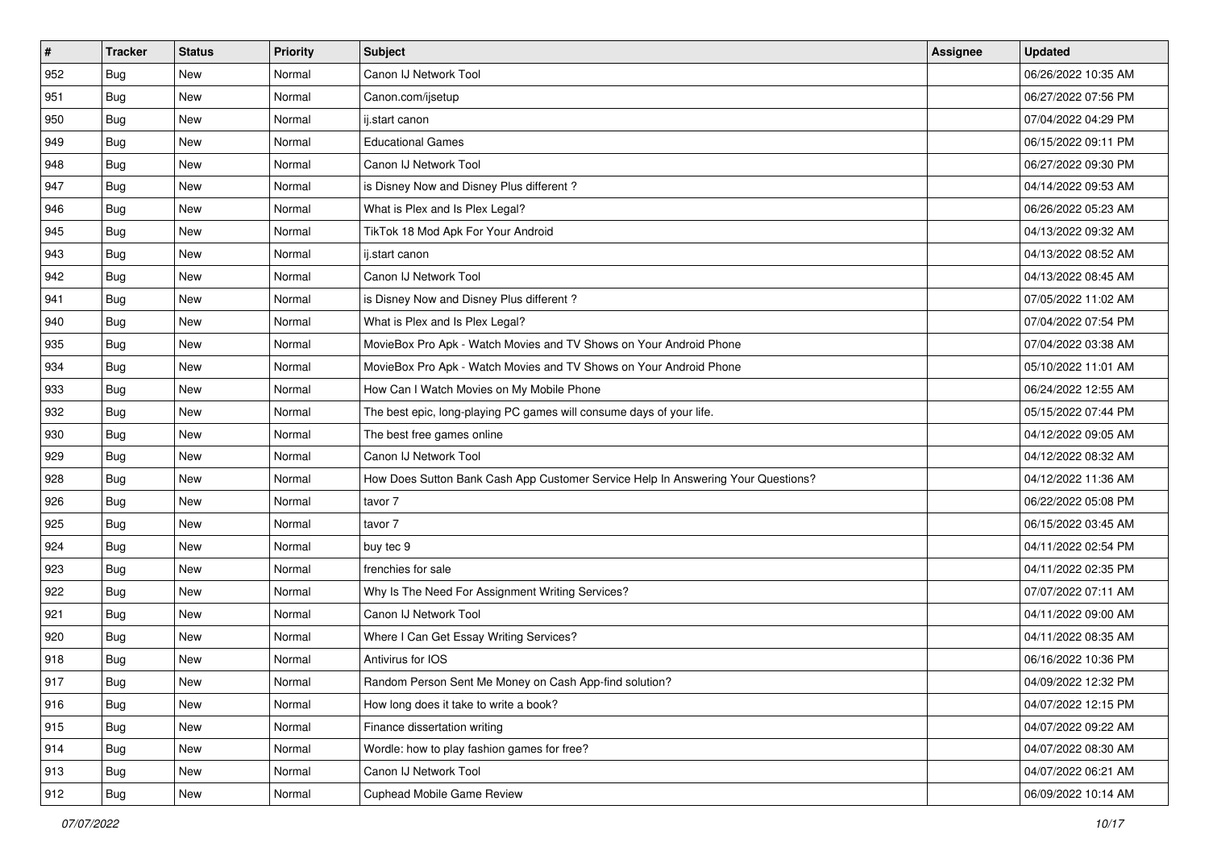| # | Tracker | Status | Priority | Subject | Assignee | Updated |
| --- | --- | --- | --- | --- | --- | --- |
| 952 | Bug | New | Normal | Canon IJ Network Tool | | 06/26/2022 10:35 AM |
| 951 | Bug | New | Normal | Canon.com/ijsetup | | 06/27/2022 07:56 PM |
| 950 | Bug | New | Normal | ij.start canon | | 07/04/2022 04:29 PM |
| 949 | Bug | New | Normal | Educational Games | | 06/15/2022 09:11 PM |
| 948 | Bug | New | Normal | Canon IJ Network Tool | | 06/27/2022 09:30 PM |
| 947 | Bug | New | Normal | is Disney Now and Disney Plus different ? | | 04/14/2022 09:53 AM |
| 946 | Bug | New | Normal | What is Plex and Is Plex Legal? | | 06/26/2022 05:23 AM |
| 945 | Bug | New | Normal | TikTok 18 Mod Apk For Your Android | | 04/13/2022 09:32 AM |
| 943 | Bug | New | Normal | ij.start canon | | 04/13/2022 08:52 AM |
| 942 | Bug | New | Normal | Canon IJ Network Tool | | 04/13/2022 08:45 AM |
| 941 | Bug | New | Normal | is Disney Now and Disney Plus different ? | | 07/05/2022 11:02 AM |
| 940 | Bug | New | Normal | What is Plex and Is Plex Legal? | | 07/04/2022 07:54 PM |
| 935 | Bug | New | Normal | MovieBox Pro Apk - Watch Movies and TV Shows on Your Android Phone | | 07/04/2022 03:38 AM |
| 934 | Bug | New | Normal | MovieBox Pro Apk - Watch Movies and TV Shows on Your Android Phone | | 05/10/2022 11:01 AM |
| 933 | Bug | New | Normal | How Can I Watch Movies on My Mobile Phone | | 06/24/2022 12:55 AM |
| 932 | Bug | New | Normal | The best epic, long-playing PC games will consume days of your life. | | 05/15/2022 07:44 PM |
| 930 | Bug | New | Normal | The best free games online | | 04/12/2022 09:05 AM |
| 929 | Bug | New | Normal | Canon IJ Network Tool | | 04/12/2022 08:32 AM |
| 928 | Bug | New | Normal | How Does Sutton Bank Cash App Customer Service Help In Answering Your Questions? | | 04/12/2022 11:36 AM |
| 926 | Bug | New | Normal | tavor 7 | | 06/22/2022 05:08 PM |
| 925 | Bug | New | Normal | tavor 7 | | 06/15/2022 03:45 AM |
| 924 | Bug | New | Normal | buy tec 9 | | 04/11/2022 02:54 PM |
| 923 | Bug | New | Normal | frenchies for sale | | 04/11/2022 02:35 PM |
| 922 | Bug | New | Normal | Why Is The Need For Assignment Writing Services? | | 07/07/2022 07:11 AM |
| 921 | Bug | New | Normal | Canon IJ Network Tool | | 04/11/2022 09:00 AM |
| 920 | Bug | New | Normal | Where I Can Get Essay Writing Services? | | 04/11/2022 08:35 AM |
| 918 | Bug | New | Normal | Antivirus for IOS | | 06/16/2022 10:36 PM |
| 917 | Bug | New | Normal | Random Person Sent Me Money on Cash App-find solution? | | 04/09/2022 12:32 PM |
| 916 | Bug | New | Normal | How long does it take to write a book? | | 04/07/2022 12:15 PM |
| 915 | Bug | New | Normal | Finance dissertation writing | | 04/07/2022 09:22 AM |
| 914 | Bug | New | Normal | Wordle: how to play fashion games for free? | | 04/07/2022 08:30 AM |
| 913 | Bug | New | Normal | Canon IJ Network Tool | | 04/07/2022 06:21 AM |
| 912 | Bug | New | Normal | Cuphead Mobile Game Review | | 06/09/2022 10:14 AM |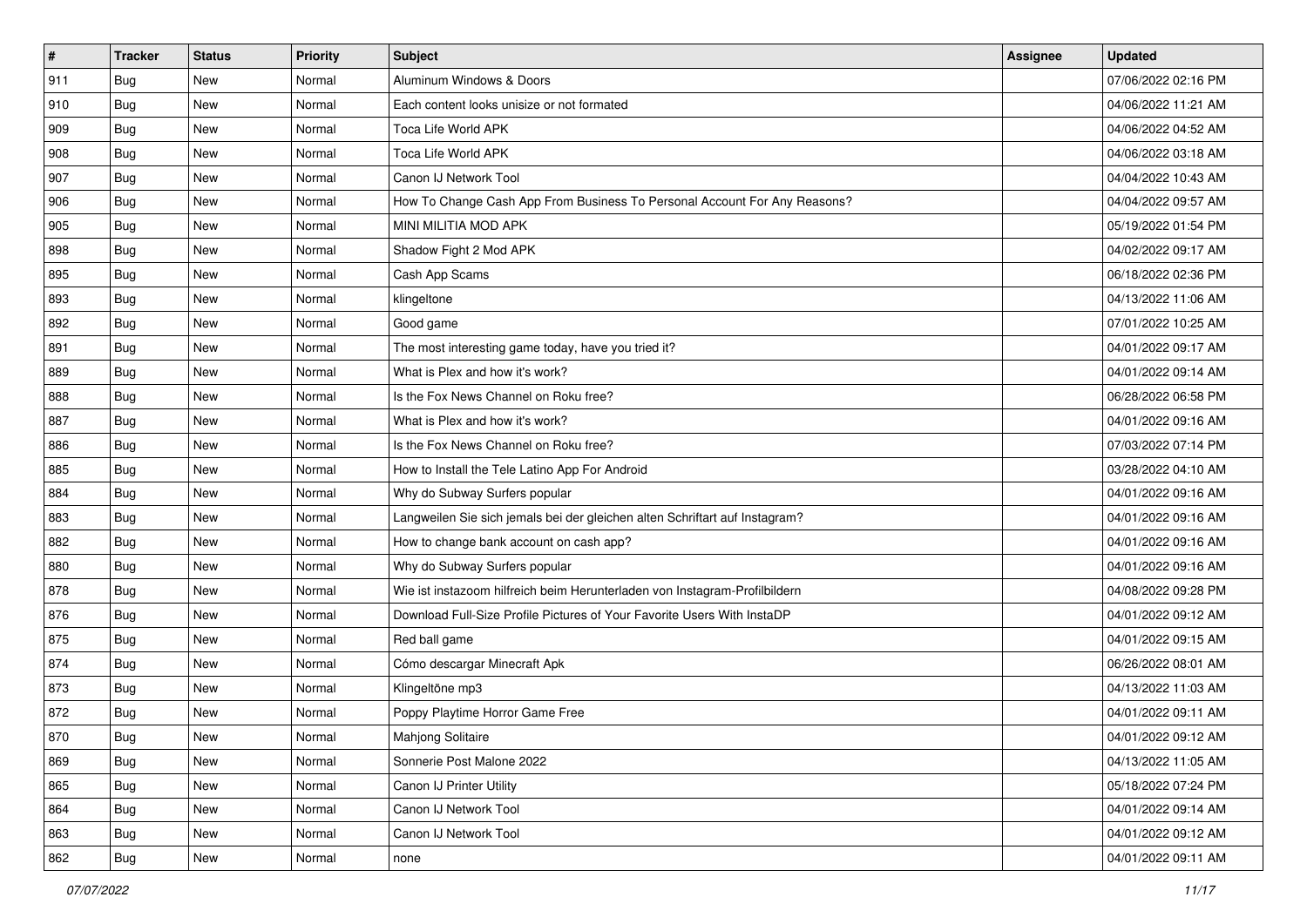| # | Tracker | Status | Priority | Subject | Assignee | Updated |
| --- | --- | --- | --- | --- | --- | --- |
| 911 | Bug | New | Normal | Aluminum Windows & Doors | | 07/06/2022 02:16 PM |
| 910 | Bug | New | Normal | Each content looks unisize or not formated | | 04/06/2022 11:21 AM |
| 909 | Bug | New | Normal | Toca Life World APK | | 04/06/2022 04:52 AM |
| 908 | Bug | New | Normal | Toca Life World APK | | 04/06/2022 03:18 AM |
| 907 | Bug | New | Normal | Canon IJ Network Tool | | 04/04/2022 10:43 AM |
| 906 | Bug | New | Normal | How To Change Cash App From Business To Personal Account For Any Reasons? | | 04/04/2022 09:57 AM |
| 905 | Bug | New | Normal | MINI MILITIA MOD APK | | 05/19/2022 01:54 PM |
| 898 | Bug | New | Normal | Shadow Fight 2 Mod APK | | 04/02/2022 09:17 AM |
| 895 | Bug | New | Normal | Cash App Scams | | 06/18/2022 02:36 PM |
| 893 | Bug | New | Normal | klingeltone | | 04/13/2022 11:06 AM |
| 892 | Bug | New | Normal | Good game | | 07/01/2022 10:25 AM |
| 891 | Bug | New | Normal | The most interesting game today, have you tried it? | | 04/01/2022 09:17 AM |
| 889 | Bug | New | Normal | What is Plex and how it's work? | | 04/01/2022 09:14 AM |
| 888 | Bug | New | Normal | Is the Fox News Channel on Roku free? | | 06/28/2022 06:58 PM |
| 887 | Bug | New | Normal | What is Plex and how it's work? | | 04/01/2022 09:16 AM |
| 886 | Bug | New | Normal | Is the Fox News Channel on Roku free? | | 07/03/2022 07:14 PM |
| 885 | Bug | New | Normal | How to Install the Tele Latino App For Android | | 03/28/2022 04:10 AM |
| 884 | Bug | New | Normal | Why do Subway Surfers popular | | 04/01/2022 09:16 AM |
| 883 | Bug | New | Normal | Langweilen Sie sich jemals bei der gleichen alten Schriftart auf Instagram? | | 04/01/2022 09:16 AM |
| 882 | Bug | New | Normal | How to change bank account on cash app? | | 04/01/2022 09:16 AM |
| 880 | Bug | New | Normal | Why do Subway Surfers popular | | 04/01/2022 09:16 AM |
| 878 | Bug | New | Normal | Wie ist instazoom hilfreich beim Herunterladen von Instagram-Profilbildern | | 04/08/2022 09:28 PM |
| 876 | Bug | New | Normal | Download Full-Size Profile Pictures of Your Favorite Users With InstaDP | | 04/01/2022 09:12 AM |
| 875 | Bug | New | Normal | Red ball game | | 04/01/2022 09:15 AM |
| 874 | Bug | New | Normal | Cómo descargar Minecraft Apk | | 06/26/2022 08:01 AM |
| 873 | Bug | New | Normal | Klingeltöne mp3 | | 04/13/2022 11:03 AM |
| 872 | Bug | New | Normal | Poppy Playtime Horror Game Free | | 04/01/2022 09:11 AM |
| 870 | Bug | New | Normal | Mahjong Solitaire | | 04/01/2022 09:12 AM |
| 869 | Bug | New | Normal | Sonnerie Post Malone 2022 | | 04/13/2022 11:05 AM |
| 865 | Bug | New | Normal | Canon IJ Printer Utility | | 05/18/2022 07:24 PM |
| 864 | Bug | New | Normal | Canon IJ Network Tool | | 04/01/2022 09:14 AM |
| 863 | Bug | New | Normal | Canon IJ Network Tool | | 04/01/2022 09:12 AM |
| 862 | Bug | New | Normal | none | | 04/01/2022 09:11 AM |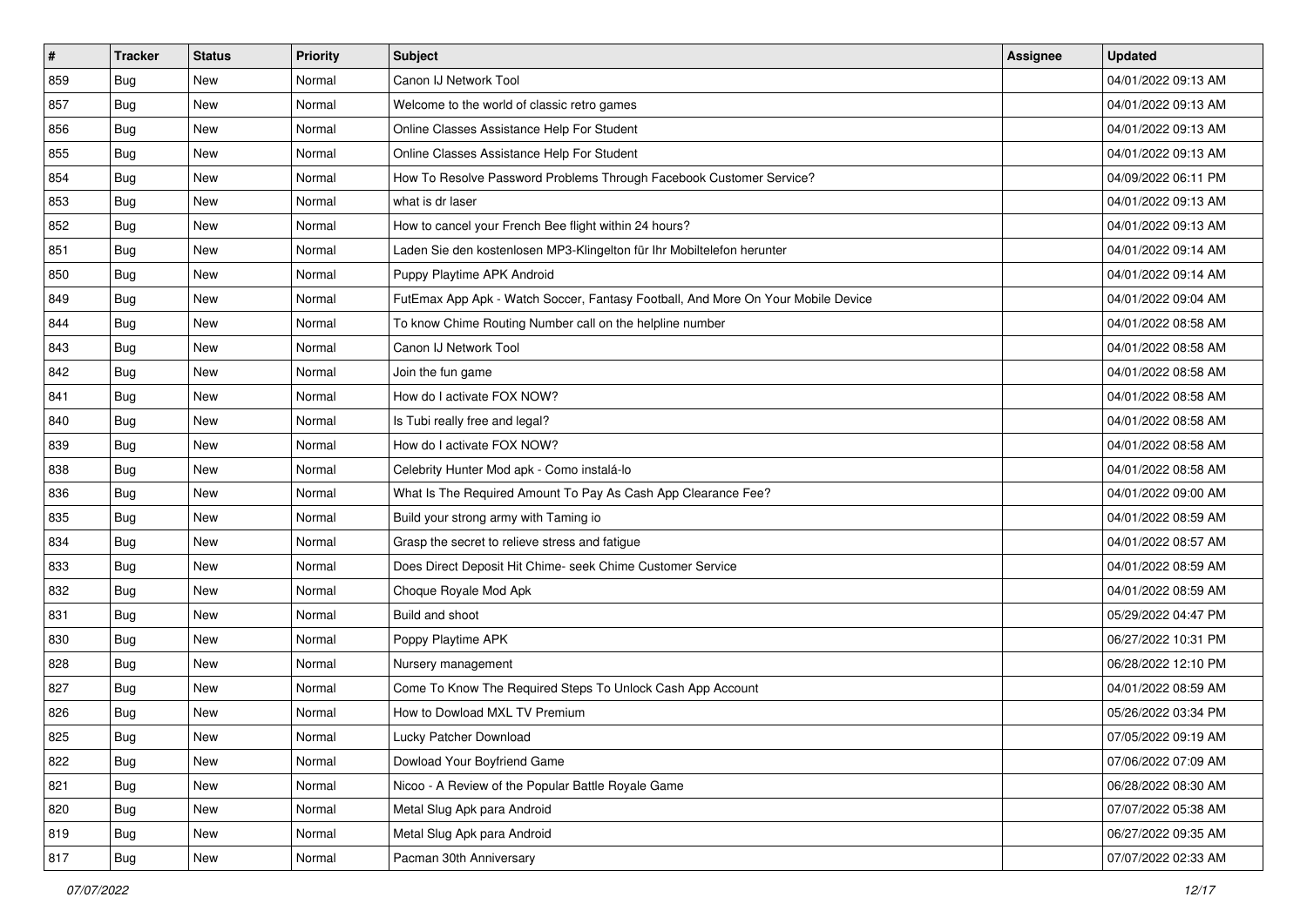| # | Tracker | Status | Priority | Subject | Assignee | Updated |
|---|---|---|---|---|---|---|
| 859 | Bug | New | Normal | Canon IJ Network Tool | | 04/01/2022 09:13 AM |
| 857 | Bug | New | Normal | Welcome to the world of classic retro games | | 04/01/2022 09:13 AM |
| 856 | Bug | New | Normal | Online Classes Assistance Help For Student | | 04/01/2022 09:13 AM |
| 855 | Bug | New | Normal | Online Classes Assistance Help For Student | | 04/01/2022 09:13 AM |
| 854 | Bug | New | Normal | How To Resolve Password Problems Through Facebook Customer Service? | | 04/09/2022 06:11 PM |
| 853 | Bug | New | Normal | what is dr laser | | 04/01/2022 09:13 AM |
| 852 | Bug | New | Normal | How to cancel your French Bee flight within 24 hours? | | 04/01/2022 09:13 AM |
| 851 | Bug | New | Normal | Laden Sie den kostenlosen MP3-Klingelton für Ihr Mobiltelefon herunter | | 04/01/2022 09:14 AM |
| 850 | Bug | New | Normal | Puppy Playtime APK Android | | 04/01/2022 09:14 AM |
| 849 | Bug | New | Normal | FutEmax App Apk - Watch Soccer, Fantasy Football, And More On Your Mobile Device | | 04/01/2022 09:04 AM |
| 844 | Bug | New | Normal | To know Chime Routing Number call on the helpline number | | 04/01/2022 08:58 AM |
| 843 | Bug | New | Normal | Canon IJ Network Tool | | 04/01/2022 08:58 AM |
| 842 | Bug | New | Normal | Join the fun game | | 04/01/2022 08:58 AM |
| 841 | Bug | New | Normal | How do I activate FOX NOW? | | 04/01/2022 08:58 AM |
| 840 | Bug | New | Normal | Is Tubi really free and legal? | | 04/01/2022 08:58 AM |
| 839 | Bug | New | Normal | How do I activate FOX NOW? | | 04/01/2022 08:58 AM |
| 838 | Bug | New | Normal | Celebrity Hunter Mod apk - Como instalá-lo | | 04/01/2022 08:58 AM |
| 836 | Bug | New | Normal | What Is The Required Amount To Pay As Cash App Clearance Fee? | | 04/01/2022 09:00 AM |
| 835 | Bug | New | Normal | Build your strong army with Taming io | | 04/01/2022 08:59 AM |
| 834 | Bug | New | Normal | Grasp the secret to relieve stress and fatigue | | 04/01/2022 08:57 AM |
| 833 | Bug | New | Normal | Does Direct Deposit Hit Chime- seek Chime Customer Service | | 04/01/2022 08:59 AM |
| 832 | Bug | New | Normal | Choque Royale Mod Apk | | 04/01/2022 08:59 AM |
| 831 | Bug | New | Normal | Build and shoot | | 05/29/2022 04:47 PM |
| 830 | Bug | New | Normal | Poppy Playtime APK | | 06/27/2022 10:31 PM |
| 828 | Bug | New | Normal | Nursery management | | 06/28/2022 12:10 PM |
| 827 | Bug | New | Normal | Come To Know The Required Steps To Unlock Cash App Account | | 04/01/2022 08:59 AM |
| 826 | Bug | New | Normal | How to Dowload MXL TV Premium | | 05/26/2022 03:34 PM |
| 825 | Bug | New | Normal | Lucky Patcher Download | | 07/05/2022 09:19 AM |
| 822 | Bug | New | Normal | Dowload Your Boyfriend Game | | 07/06/2022 07:09 AM |
| 821 | Bug | New | Normal | Nicoo - A Review of the Popular Battle Royale Game | | 06/28/2022 08:30 AM |
| 820 | Bug | New | Normal | Metal Slug Apk para Android | | 07/07/2022 05:38 AM |
| 819 | Bug | New | Normal | Metal Slug Apk para Android | | 06/27/2022 09:35 AM |
| 817 | Bug | New | Normal | Pacman 30th Anniversary | | 07/07/2022 02:33 AM |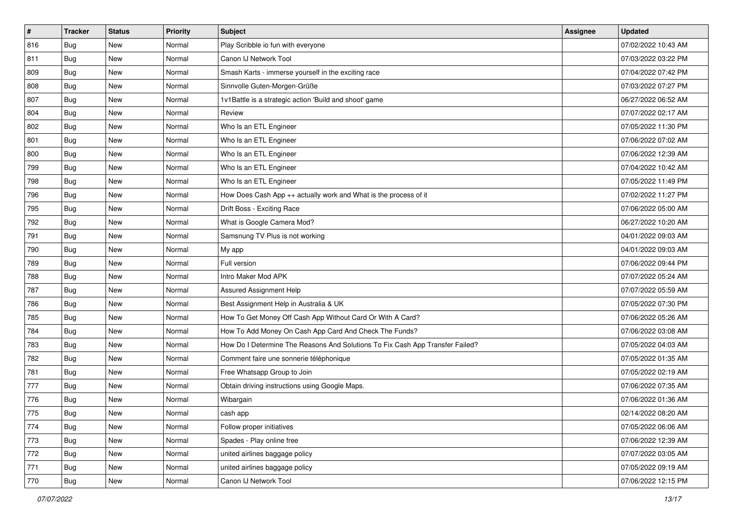| # | Tracker | Status | Priority | Subject | Assignee | Updated |
|---|---|---|---|---|---|---|
| 816 | Bug | New | Normal | Play Scribble io fun with everyone | | 07/02/2022 10:43 AM |
| 811 | Bug | New | Normal | Canon IJ Network Tool | | 07/03/2022 03:22 PM |
| 809 | Bug | New | Normal | Smash Karts - immerse yourself in the exciting race | | 07/04/2022 07:42 PM |
| 808 | Bug | New | Normal | Sinnvolle Guten-Morgen-Grüße | | 07/03/2022 07:27 PM |
| 807 | Bug | New | Normal | 1v1Battle is a strategic action 'Build and shoot' game | | 06/27/2022 06:52 AM |
| 804 | Bug | New | Normal | Review | | 07/07/2022 02:17 AM |
| 802 | Bug | New | Normal | Who Is an ETL Engineer | | 07/05/2022 11:30 PM |
| 801 | Bug | New | Normal | Who Is an ETL Engineer | | 07/06/2022 07:02 AM |
| 800 | Bug | New | Normal | Who Is an ETL Engineer | | 07/06/2022 12:39 AM |
| 799 | Bug | New | Normal | Who Is an ETL Engineer | | 07/04/2022 10:42 AM |
| 798 | Bug | New | Normal | Who Is an ETL Engineer | | 07/05/2022 11:49 PM |
| 796 | Bug | New | Normal | How Does Cash App ++ actually work and What is the process of it | | 07/02/2022 11:27 PM |
| 795 | Bug | New | Normal | Drift Boss - Exciting Race | | 07/06/2022 05:00 AM |
| 792 | Bug | New | Normal | What is Google Camera Mod? | | 06/27/2022 10:20 AM |
| 791 | Bug | New | Normal | Samsnung TV Plus is not working | | 04/01/2022 09:03 AM |
| 790 | Bug | New | Normal | My app | | 04/01/2022 09:03 AM |
| 789 | Bug | New | Normal | Full version | | 07/06/2022 09:44 PM |
| 788 | Bug | New | Normal | Intro Maker Mod APK | | 07/07/2022 05:24 AM |
| 787 | Bug | New | Normal | Assured Assignment Help | | 07/07/2022 05:59 AM |
| 786 | Bug | New | Normal | Best Assignment Help in Australia & UK | | 07/05/2022 07:30 PM |
| 785 | Bug | New | Normal | How To Get Money Off Cash App Without Card Or With A Card? | | 07/06/2022 05:26 AM |
| 784 | Bug | New | Normal | How To Add Money On Cash App Card And Check The Funds? | | 07/06/2022 03:08 AM |
| 783 | Bug | New | Normal | How Do I Determine The Reasons And Solutions To Fix Cash App Transfer Failed? | | 07/05/2022 04:03 AM |
| 782 | Bug | New | Normal | Comment faire une sonnerie téléphonique | | 07/05/2022 01:35 AM |
| 781 | Bug | New | Normal | Free Whatsapp Group to Join | | 07/05/2022 02:19 AM |
| 777 | Bug | New | Normal | Obtain driving instructions using Google Maps. | | 07/06/2022 07:35 AM |
| 776 | Bug | New | Normal | Wibargain | | 07/06/2022 01:36 AM |
| 775 | Bug | New | Normal | cash app | | 02/14/2022 08:20 AM |
| 774 | Bug | New | Normal | Follow proper initiatives | | 07/05/2022 06:06 AM |
| 773 | Bug | New | Normal | Spades - Play online free | | 07/06/2022 12:39 AM |
| 772 | Bug | New | Normal | united airlines baggage policy | | 07/07/2022 03:05 AM |
| 771 | Bug | New | Normal | united airlines baggage policy | | 07/05/2022 09:19 AM |
| 770 | Bug | New | Normal | Canon IJ Network Tool | | 07/06/2022 12:15 PM |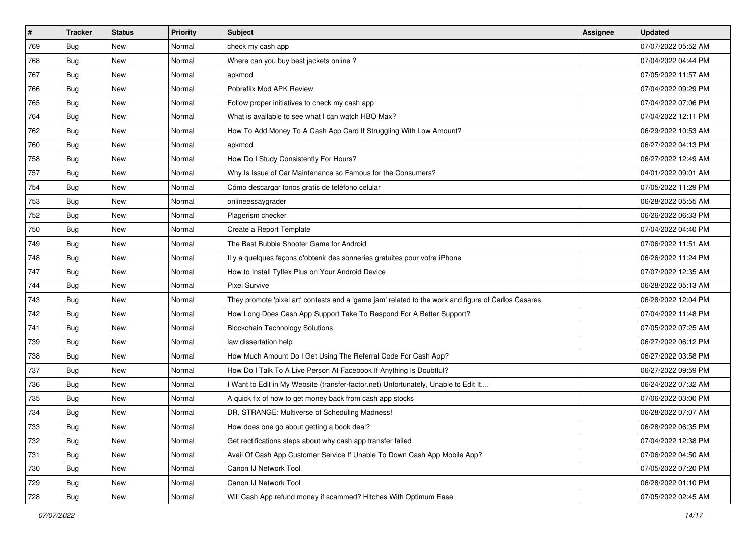| # | Tracker | Status | Priority | Subject | Assignee | Updated |
|---|---|---|---|---|---|---|
| 769 | Bug | New | Normal | check my cash app | | 07/07/2022 05:52 AM |
| 768 | Bug | New | Normal | Where can you buy best jackets online ? | | 07/04/2022 04:44 PM |
| 767 | Bug | New | Normal | apkmod | | 07/05/2022 11:57 AM |
| 766 | Bug | New | Normal | Pobreflix Mod APK Review | | 07/04/2022 09:29 PM |
| 765 | Bug | New | Normal | Follow proper initiatives to check my cash app | | 07/04/2022 07:06 PM |
| 764 | Bug | New | Normal | What is available to see what I can watch HBO Max? | | 07/04/2022 12:11 PM |
| 762 | Bug | New | Normal | How To Add Money To A Cash App Card If Struggling With Low Amount? | | 06/29/2022 10:53 AM |
| 760 | Bug | New | Normal | apkmod | | 06/27/2022 04:13 PM |
| 758 | Bug | New | Normal | How Do I Study Consistently For Hours? | | 06/27/2022 12:49 AM |
| 757 | Bug | New | Normal | Why Is Issue of Car Maintenance so Famous for the Consumers? | | 04/01/2022 09:01 AM |
| 754 | Bug | New | Normal | Cómo descargar tonos gratis de teléfono celular | | 07/05/2022 11:29 PM |
| 753 | Bug | New | Normal | onlineessaygrader | | 06/28/2022 05:55 AM |
| 752 | Bug | New | Normal | Plagerism checker | | 06/26/2022 06:33 PM |
| 750 | Bug | New | Normal | Create a Report Template | | 07/04/2022 04:40 PM |
| 749 | Bug | New | Normal | The Best Bubble Shooter Game for Android | | 07/06/2022 11:51 AM |
| 748 | Bug | New | Normal | Il y a quelques façons d'obtenir des sonneries gratuites pour votre iPhone | | 06/26/2022 11:24 PM |
| 747 | Bug | New | Normal | How to Install Tyflex Plus on Your Android Device | | 07/07/2022 12:35 AM |
| 744 | Bug | New | Normal | Pixel Survive | | 06/28/2022 05:13 AM |
| 743 | Bug | New | Normal | They promote 'pixel art' contests and a 'game jam' related to the work and figure of Carlos Casares | | 06/28/2022 12:04 PM |
| 742 | Bug | New | Normal | How Long Does Cash App Support Take To Respond For A Better Support? | | 07/04/2022 11:48 PM |
| 741 | Bug | New | Normal | Blockchain Technology Solutions | | 07/05/2022 07:25 AM |
| 739 | Bug | New | Normal | law dissertation help | | 06/27/2022 06:12 PM |
| 738 | Bug | New | Normal | How Much Amount Do I Get Using The Referral Code For Cash App? | | 06/27/2022 03:58 PM |
| 737 | Bug | New | Normal | How Do I Talk To A Live Person At Facebook If Anything Is Doubtful? | | 06/27/2022 09:59 PM |
| 736 | Bug | New | Normal | I Want to Edit in My Website (transfer-factor.net) Unfortunately, Unable to Edit It.... | | 06/24/2022 07:32 AM |
| 735 | Bug | New | Normal | A quick fix of how to get money back from cash app stocks | | 07/06/2022 03:00 PM |
| 734 | Bug | New | Normal | DR. STRANGE: Multiverse of Scheduling Madness! | | 06/28/2022 07:07 AM |
| 733 | Bug | New | Normal | How does one go about getting a book deal? | | 06/28/2022 06:35 PM |
| 732 | Bug | New | Normal | Get rectifications steps about why cash app transfer failed | | 07/04/2022 12:38 PM |
| 731 | Bug | New | Normal | Avail Of Cash App Customer Service If Unable To Down Cash App Mobile App? | | 07/06/2022 04:50 AM |
| 730 | Bug | New | Normal | Canon IJ Network Tool | | 07/05/2022 07:20 PM |
| 729 | Bug | New | Normal | Canon IJ Network Tool | | 06/28/2022 01:10 PM |
| 728 | Bug | New | Normal | Will Cash App refund money if scammed? Hitches With Optimum Ease | | 07/05/2022 02:45 AM |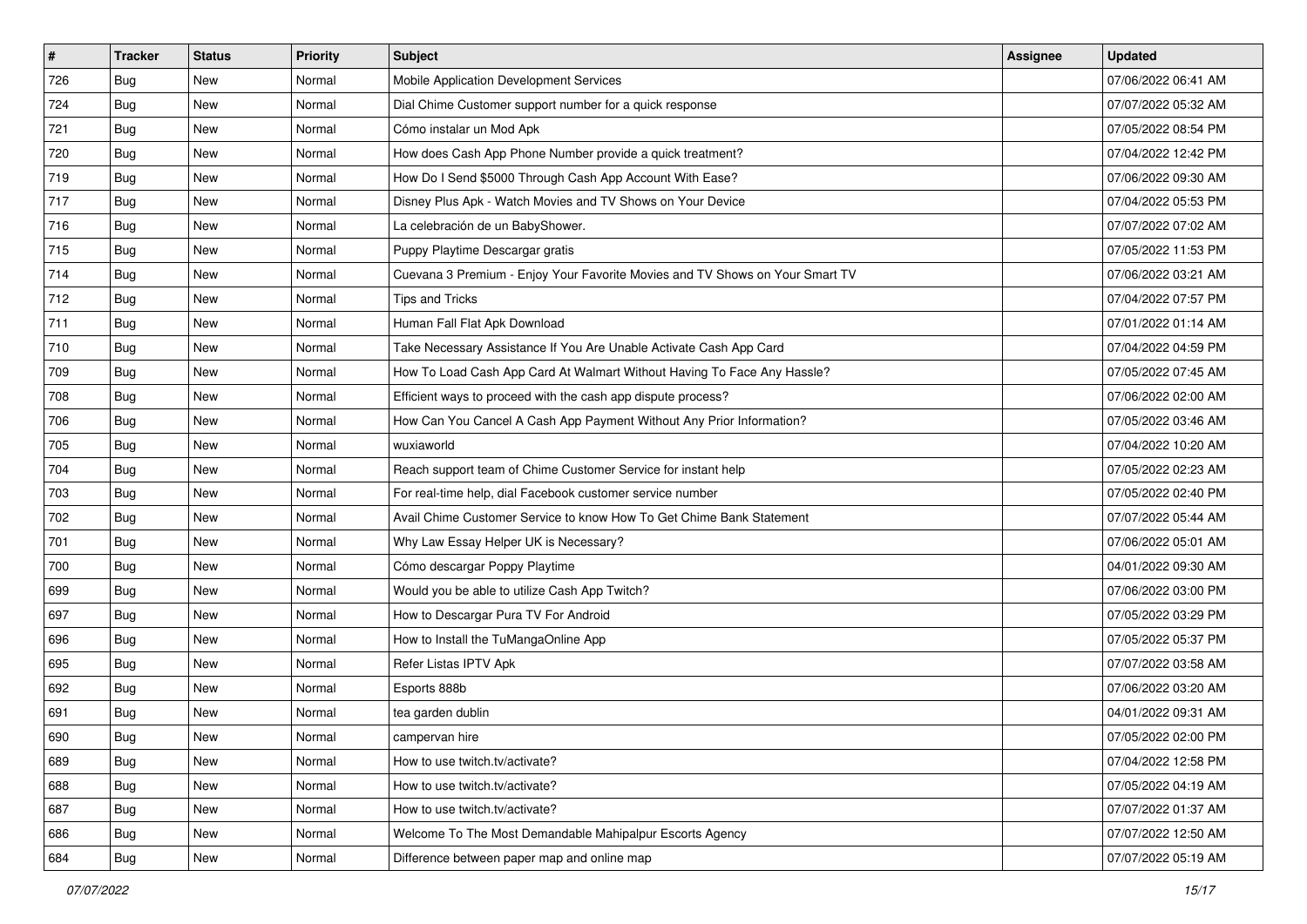| # | Tracker | Status | Priority | Subject | Assignee | Updated |
|---|---|---|---|---|---|---|
| 726 | Bug | New | Normal | Mobile Application Development Services | | 07/06/2022 06:41 AM |
| 724 | Bug | New | Normal | Dial Chime Customer support number for a quick response | | 07/07/2022 05:32 AM |
| 721 | Bug | New | Normal | Cómo instalar un Mod Apk | | 07/05/2022 08:54 PM |
| 720 | Bug | New | Normal | How does Cash App Phone Number provide a quick treatment? | | 07/04/2022 12:42 PM |
| 719 | Bug | New | Normal | How Do I Send $5000 Through Cash App Account With Ease? | | 07/06/2022 09:30 AM |
| 717 | Bug | New | Normal | Disney Plus Apk - Watch Movies and TV Shows on Your Device | | 07/04/2022 05:53 PM |
| 716 | Bug | New | Normal | La celebración de un BabyShower. | | 07/07/2022 07:02 AM |
| 715 | Bug | New | Normal | Puppy Playtime Descargar gratis | | 07/05/2022 11:53 PM |
| 714 | Bug | New | Normal | Cuevana 3 Premium - Enjoy Your Favorite Movies and TV Shows on Your Smart TV | | 07/06/2022 03:21 AM |
| 712 | Bug | New | Normal | Tips and Tricks | | 07/04/2022 07:57 PM |
| 711 | Bug | New | Normal | Human Fall Flat Apk Download | | 07/01/2022 01:14 AM |
| 710 | Bug | New | Normal | Take Necessary Assistance If You Are Unable Activate Cash App Card | | 07/04/2022 04:59 PM |
| 709 | Bug | New | Normal | How To Load Cash App Card At Walmart Without Having To Face Any Hassle? | | 07/05/2022 07:45 AM |
| 708 | Bug | New | Normal | Efficient ways to proceed with the cash app dispute process? | | 07/06/2022 02:00 AM |
| 706 | Bug | New | Normal | How Can You Cancel A Cash App Payment Without Any Prior Information? | | 07/05/2022 03:46 AM |
| 705 | Bug | New | Normal | wuxiaworld | | 07/04/2022 10:20 AM |
| 704 | Bug | New | Normal | Reach support team of Chime Customer Service for instant help | | 07/05/2022 02:23 AM |
| 703 | Bug | New | Normal | For real-time help, dial Facebook customer service number | | 07/05/2022 02:40 PM |
| 702 | Bug | New | Normal | Avail Chime Customer Service to know How To Get Chime Bank Statement | | 07/07/2022 05:44 AM |
| 701 | Bug | New | Normal | Why Law Essay Helper UK is Necessary? | | 07/06/2022 05:01 AM |
| 700 | Bug | New | Normal | Cómo descargar Poppy Playtime | | 04/01/2022 09:30 AM |
| 699 | Bug | New | Normal | Would you be able to utilize Cash App Twitch? | | 07/06/2022 03:00 PM |
| 697 | Bug | New | Normal | How to Descargar Pura TV For Android | | 07/05/2022 03:29 PM |
| 696 | Bug | New | Normal | How to Install the TuMangaOnline App | | 07/05/2022 05:37 PM |
| 695 | Bug | New | Normal | Refer Listas IPTV Apk | | 07/07/2022 03:58 AM |
| 692 | Bug | New | Normal | Esports 888b | | 07/06/2022 03:20 AM |
| 691 | Bug | New | Normal | tea garden dublin | | 04/01/2022 09:31 AM |
| 690 | Bug | New | Normal | campervan hire | | 07/05/2022 02:00 PM |
| 689 | Bug | New | Normal | How to use twitch.tv/activate? | | 07/04/2022 12:58 PM |
| 688 | Bug | New | Normal | How to use twitch.tv/activate? | | 07/05/2022 04:19 AM |
| 687 | Bug | New | Normal | How to use twitch.tv/activate? | | 07/07/2022 01:37 AM |
| 686 | Bug | New | Normal | Welcome To The Most Demandable Mahipalpur Escorts Agency | | 07/07/2022 12:50 AM |
| 684 | Bug | New | Normal | Difference between paper map and online map | | 07/07/2022 05:19 AM |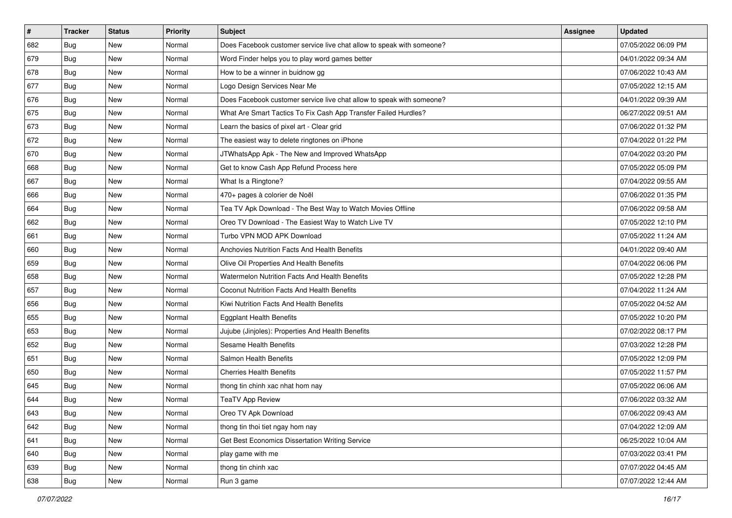| # | Tracker | Status | Priority | Subject | Assignee | Updated |
| --- | --- | --- | --- | --- | --- | --- |
| 682 | Bug | New | Normal | Does Facebook customer service live chat allow to speak with someone? | | 07/05/2022 06:09 PM |
| 679 | Bug | New | Normal | Word Finder helps you to play word games better | | 04/01/2022 09:34 AM |
| 678 | Bug | New | Normal | How to be a winner in buidnow gg | | 07/06/2022 10:43 AM |
| 677 | Bug | New | Normal | Logo Design Services Near Me | | 07/05/2022 12:15 AM |
| 676 | Bug | New | Normal | Does Facebook customer service live chat allow to speak with someone? | | 04/01/2022 09:39 AM |
| 675 | Bug | New | Normal | What Are Smart Tactics To Fix Cash App Transfer Failed Hurdles? | | 06/27/2022 09:51 AM |
| 673 | Bug | New | Normal | Learn the basics of pixel art - Clear grid | | 07/06/2022 01:32 PM |
| 672 | Bug | New | Normal | The easiest way to delete ringtones on iPhone | | 07/04/2022 01:22 PM |
| 670 | Bug | New | Normal | JTWhatsApp Apk - The New and Improved WhatsApp | | 07/04/2022 03:20 PM |
| 668 | Bug | New | Normal | Get to know Cash App Refund Process here | | 07/05/2022 05:09 PM |
| 667 | Bug | New | Normal | What Is a Ringtone? | | 07/04/2022 09:55 AM |
| 666 | Bug | New | Normal | 470+ pages à colorier de Noël | | 07/06/2022 01:35 PM |
| 664 | Bug | New | Normal | Tea TV Apk Download - The Best Way to Watch Movies Offline | | 07/06/2022 09:58 AM |
| 662 | Bug | New | Normal | Oreo TV Download - The Easiest Way to Watch Live TV | | 07/05/2022 12:10 PM |
| 661 | Bug | New | Normal | Turbo VPN MOD APK Download | | 07/05/2022 11:24 AM |
| 660 | Bug | New | Normal | Anchovies Nutrition Facts And Health Benefits | | 04/01/2022 09:40 AM |
| 659 | Bug | New | Normal | Olive Oil Properties And Health Benefits | | 07/04/2022 06:06 PM |
| 658 | Bug | New | Normal | Watermelon Nutrition Facts And Health Benefits | | 07/05/2022 12:28 PM |
| 657 | Bug | New | Normal | Coconut Nutrition Facts And Health Benefits | | 07/04/2022 11:24 AM |
| 656 | Bug | New | Normal | Kiwi Nutrition Facts And Health Benefits | | 07/05/2022 04:52 AM |
| 655 | Bug | New | Normal | Eggplant Health Benefits | | 07/05/2022 10:20 PM |
| 653 | Bug | New | Normal | Jujube (Jinjoles): Properties And Health Benefits | | 07/02/2022 08:17 PM |
| 652 | Bug | New | Normal | Sesame Health Benefits | | 07/03/2022 12:28 PM |
| 651 | Bug | New | Normal | Salmon Health Benefits | | 07/05/2022 12:09 PM |
| 650 | Bug | New | Normal | Cherries Health Benefits | | 07/05/2022 11:57 PM |
| 645 | Bug | New | Normal | thong tin chinh xac nhat hom nay | | 07/05/2022 06:06 AM |
| 644 | Bug | New | Normal | TeaTV App Review | | 07/06/2022 03:32 AM |
| 643 | Bug | New | Normal | Oreo TV Apk Download | | 07/06/2022 09:43 AM |
| 642 | Bug | New | Normal | thong tin thoi tiet ngay hom nay | | 07/04/2022 12:09 AM |
| 641 | Bug | New | Normal | Get Best Economics Dissertation Writing Service | | 06/25/2022 10:04 AM |
| 640 | Bug | New | Normal | play game with me | | 07/03/2022 03:41 PM |
| 639 | Bug | New | Normal | thong tin chinh xac | | 07/07/2022 04:45 AM |
| 638 | Bug | New | Normal | Run 3 game | | 07/07/2022 12:44 AM |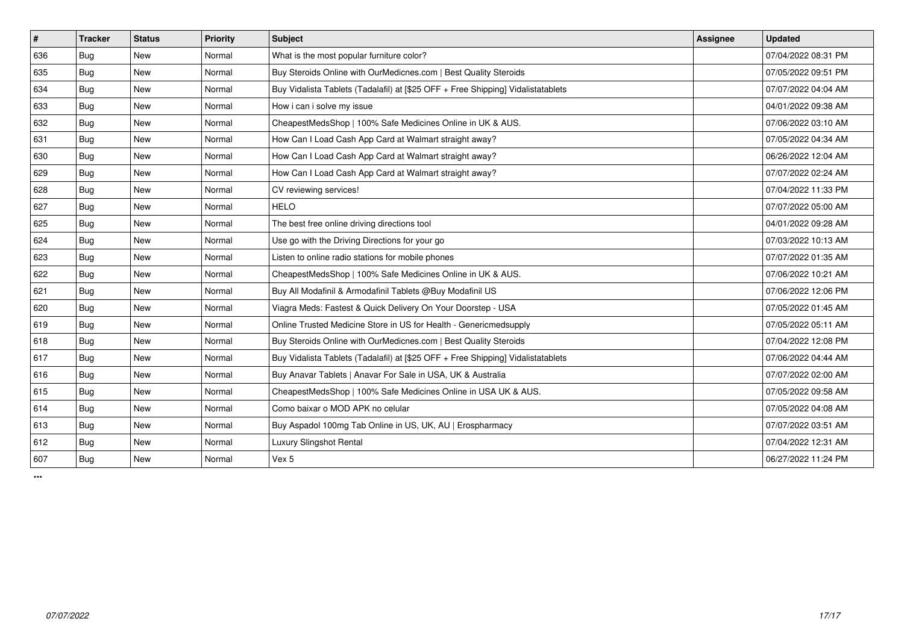| # | Tracker | Status | Priority | Subject | Assignee | Updated |
|---|---|---|---|---|---|---|
| 636 | Bug | New | Normal | What is the most popular furniture color? | | 07/04/2022 08:31 PM |
| 635 | Bug | New | Normal | Buy Steroids Online with OurMedicnes.com \| Best Quality Steroids | | 07/05/2022 09:51 PM |
| 634 | Bug | New | Normal | Buy Vidalista Tablets (Tadalafil) at [$25 OFF + Free Shipping] Vidalistatablets | | 07/07/2022 04:04 AM |
| 633 | Bug | New | Normal | How i can i solve my issue | | 04/01/2022 09:38 AM |
| 632 | Bug | New | Normal | CheapestMedsShop \| 100% Safe Medicines Online in UK & AUS. | | 07/06/2022 03:10 AM |
| 631 | Bug | New | Normal | How Can I Load Cash App Card at Walmart straight away? | | 07/05/2022 04:34 AM |
| 630 | Bug | New | Normal | How Can I Load Cash App Card at Walmart straight away? | | 06/26/2022 12:04 AM |
| 629 | Bug | New | Normal | How Can I Load Cash App Card at Walmart straight away? | | 07/07/2022 02:24 AM |
| 628 | Bug | New | Normal | CV reviewing services! | | 07/04/2022 11:33 PM |
| 627 | Bug | New | Normal | HELO | | 07/07/2022 05:00 AM |
| 625 | Bug | New | Normal | The best free online driving directions tool | | 04/01/2022 09:28 AM |
| 624 | Bug | New | Normal | Use go with the Driving Directions for your go | | 07/03/2022 10:13 AM |
| 623 | Bug | New | Normal | Listen to online radio stations for mobile phones | | 07/07/2022 01:35 AM |
| 622 | Bug | New | Normal | CheapestMedsShop \| 100% Safe Medicines Online in UK & AUS. | | 07/06/2022 10:21 AM |
| 621 | Bug | New | Normal | Buy All Modafinil & Armodafinil Tablets @Buy Modafinil US | | 07/06/2022 12:06 PM |
| 620 | Bug | New | Normal | Viagra Meds: Fastest & Quick Delivery On Your Doorstep - USA | | 07/05/2022 01:45 AM |
| 619 | Bug | New | Normal | Online Trusted Medicine Store in US for Health - Genericmedsupply | | 07/05/2022 05:11 AM |
| 618 | Bug | New | Normal | Buy Steroids Online with OurMedicnes.com \| Best Quality Steroids | | 07/04/2022 12:08 PM |
| 617 | Bug | New | Normal | Buy Vidalista Tablets (Tadalafil) at [$25 OFF + Free Shipping] Vidalistatablets | | 07/06/2022 04:44 AM |
| 616 | Bug | New | Normal | Buy Anavar Tablets \| Anavar For Sale in USA, UK & Australia | | 07/07/2022 02:00 AM |
| 615 | Bug | New | Normal | CheapestMedsShop \| 100% Safe Medicines Online in USA UK & AUS. | | 07/05/2022 09:58 AM |
| 614 | Bug | New | Normal | Como baixar o MOD APK no celular | | 07/05/2022 04:08 AM |
| 613 | Bug | New | Normal | Buy Aspadol 100mg Tab Online in US, UK, AU \| Erospharmacy | | 07/07/2022 03:51 AM |
| 612 | Bug | New | Normal | Luxury Slingshot Rental | | 07/04/2022 12:31 AM |
| 607 | Bug | New | Normal | Vex 5 | | 06/27/2022 11:24 PM |

...